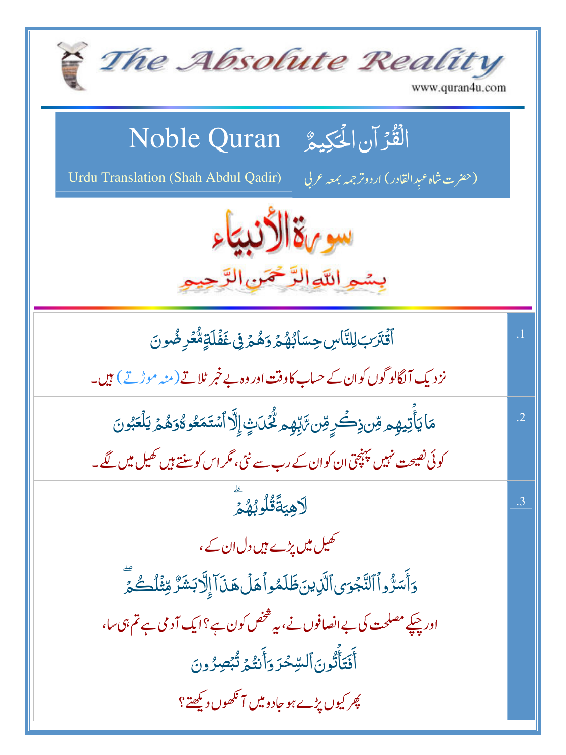# The Absolute Reality

www.quran4u.com

## Noble Quran — القُرآن الحَكِيمُ

Urdu Translation (Shah Abdul Qadir) — (حضرت شاہ عبدالقادر) اردو ترجمہ بمعہ عربی

# سورة الأنبياء

بِسۡمِ ٱللَّهِ ٱلرَّحۡمَٰنِ ٱلرَّحِيمِ

| | |
|---|---|
| .1 | ٱقۡتَرَبَ لِلنَّاسِ حِسَابُهُمۡ وَهُمۡ فِي غَفۡلَةٖ مُّعۡرِضُونَ<br>نزدیک آلگا لوگوں کو ان کے حساب کا وقت اور وہ بے خبر ٹلاتے (منہ موڑتے) ہیں۔ |
| .2 | مَا يَأۡتِيهِم مِّن ذِكۡرٖ مِّن رَّبِّهِم مُّحۡدَثٍ إِلَّا ٱسۡتَمَعُوهُ وَهُمۡ يَلۡعَبُونَ<br>کوئی نصیحت نہیں پہنچتی ان کو ان کے رب سے نئی، مگر اس کو سنتے ہیں کھیل میں لگے۔ |
| .3 | لَاهِيَةٗ قُلُوبُهُمۡۗ<br>کھیل میں پڑے ہیں دل ان کے،<br>وَأَسَرُّواْ ٱلنَّجۡوَى ٱلَّذِينَ ظَلَمُواْ هَلۡ هَٰذَآ إِلَّا بَشَرٞ مِّثۡلُكُمۡۖ<br>اور چپکے مصلحت کی بے انصافوں نے، یہ شخص کون ہے؟ ایک آدمی ہے تم ہی سا،<br>أَفَتَأۡتُونَ ٱلسِّحۡرَ وَأَنتُمۡ تُبۡصِرُونَ<br>پھر کیوں پڑے ہو جادو میں آنکھوں دیکھتے؟ |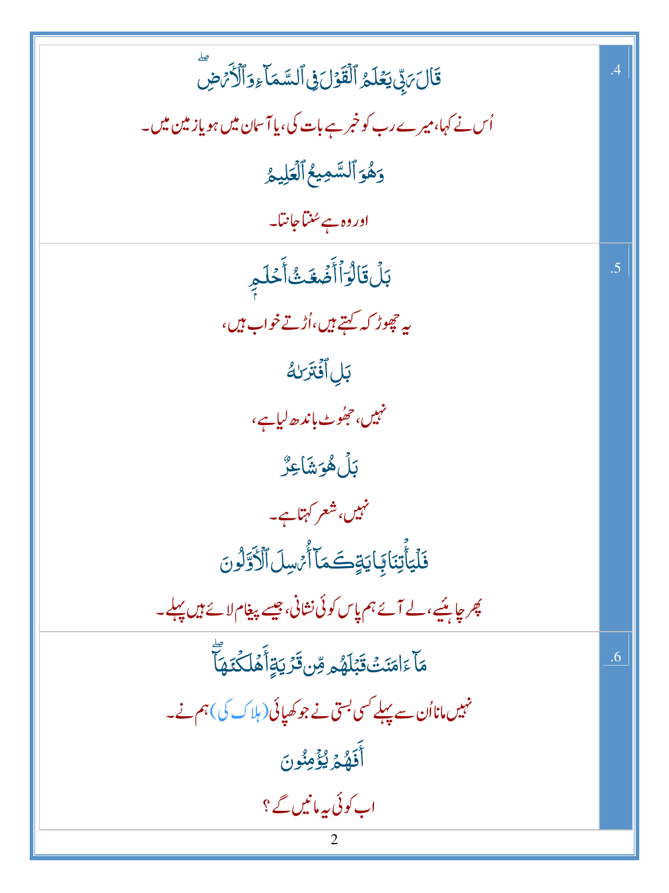| | |
|---|---|
| قَالَ رَبِّي يَعْلَمُ الْقَوْلَ فِي السَّمَاءِ وَالْأَرْضِ ۖ<br><br>اُس نے کہا، میرے رب کو خبر ہے بات کی، یا آسمان میں ہو یا زمین میں۔<br><br>وَهُوَ السَّمِيعُ الْعَلِيمُ<br><br>اور وہ ہے سُنتا جانتا۔ | .4 |
| بَلْ قَالُوا أَضْغَاثُ أَحْلَامٍ<br><br>یہ چھوڑ کہ کہتے ہیں، اُڑتے خواب ہیں،<br><br>بَلِ افْتَرَاهُ<br><br>نہیں، جھوٹ باندھ لیا ہے،<br><br>بَلْ هُوَ شَاعِرٌ<br><br>نہیں، شعر کہتا ہے۔<br><br>فَلْيَأْتِنَا بِآيَةٍ كَمَا أُرْسِلَ الْأَوَّلُونَ<br><br>پھر چاہیئے، لے آئے ہم پاس کوئی نشانی، جیسے پیغام لائے ہیں پہلے۔ | .5 |
| مَا آمَنَتْ قَبْلَهُمْ مِنْ قَرْيَةٍ أَهْلَكْنَاهَا ۖ<br><br>نہیں مانا اُن سے پہلے کسی بستی نے جو کھپائی (ہلاک کی) ہم نے۔<br><br>أَفَهُمْ يُؤْمِنُونَ<br><br>اب کوئی یہ مانیں گے؟ | .6 |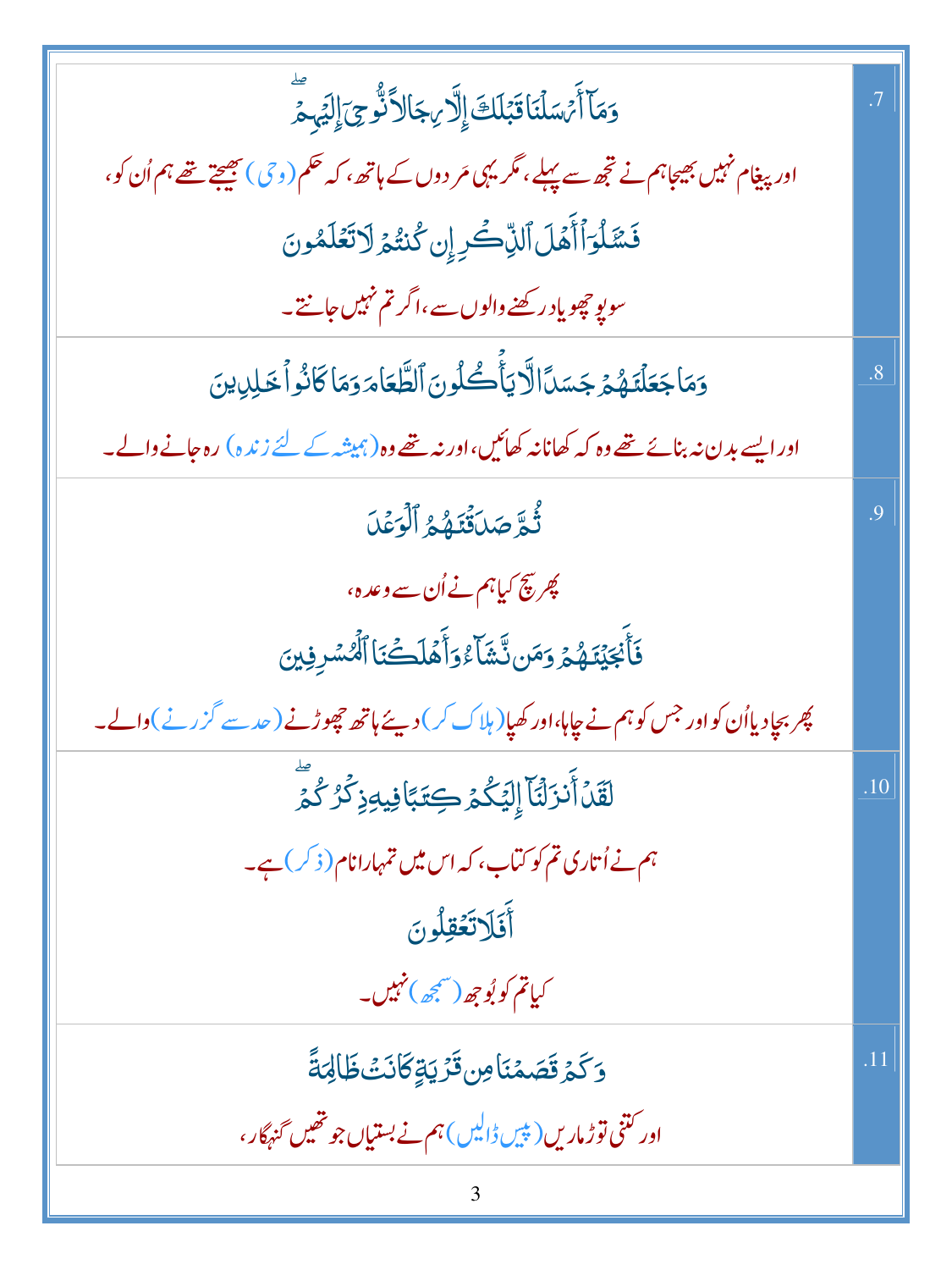| | |
|---|---|
| وَمَآ أَرۡسَلۡنَا قَبۡلَكَ إِلَّا رِجَالٗا نُّوحِيٓ إِلَيۡهِمۡۖ<br>اور پیغام نہیں بھیجا ہم نے تجھ سے پہلے، مگر یہی مردوں کے ہاتھ، کہ حکم (وحی) بھیجتے تھے ہم اُن کو،<br>فَسۡـَٔلُوٓاْ أَهۡلَ ٱلذِّكۡرِ إِن كُنتُمۡ لَا تَعۡلَمُونَ<br>سو پوچھو یاد رکھنے والوں سے، اگر تم نہیں جانتے۔ | .7 |
| وَمَا جَعَلۡنَٰهُمۡ جَسَدٗا لَّا يَأۡكُلُونَ ٱلطَّعَامَ وَمَا كَانُواْ خَٰلِدِينَ<br>اور ایسے بدن نہ بنائے تھے وہ کہ کھانا نہ کھائیں، اور نہ تھے وہ (ہمیشہ کے لئے زندہ) رہ جانے والے۔ | .8 |
| ثُمَّ صَدَقۡنَٰهُمُ ٱلۡوَعۡدَ<br>پھر سچ کیا ہم نے اُن سے وعدہ،<br>فَأَنجَيۡنَٰهُمۡ وَمَن نَّشَآءُ وَأَهۡلَكۡنَا ٱلۡمُسۡرِفِينَ<br>پھر بچا دیا اُن کو اور جس کو ہم نے چاہا، اور کھپا (ہلاک کر) دیئے ہاتھ چھوڑنے (حد سے گزرنے) والے۔ | .9 |
| لَقَدۡ أَنزَلۡنَآ إِلَيۡكُمۡ كِتَٰبٗا فِيهِ ذِكۡرُكُمۡۖ<br>ہم نے اُتاری تم کو کتاب، کہ اس میں تمہارا نام (ذکر) ہے۔<br>أَفَلَا تَعۡقِلُونَ<br>کیا تم کو بُوجھ (سمجھ) نہیں۔ | .10 |
| وَكَمۡ قَصَمۡنَا مِن قَرۡيَةٖ كَانَتۡ ظَالِمَةٗ<br>اور کتنی توڑ ماریں (پیس ڈالیں) ہم نے بستیاں جو تھیں گنہگار، | .11 |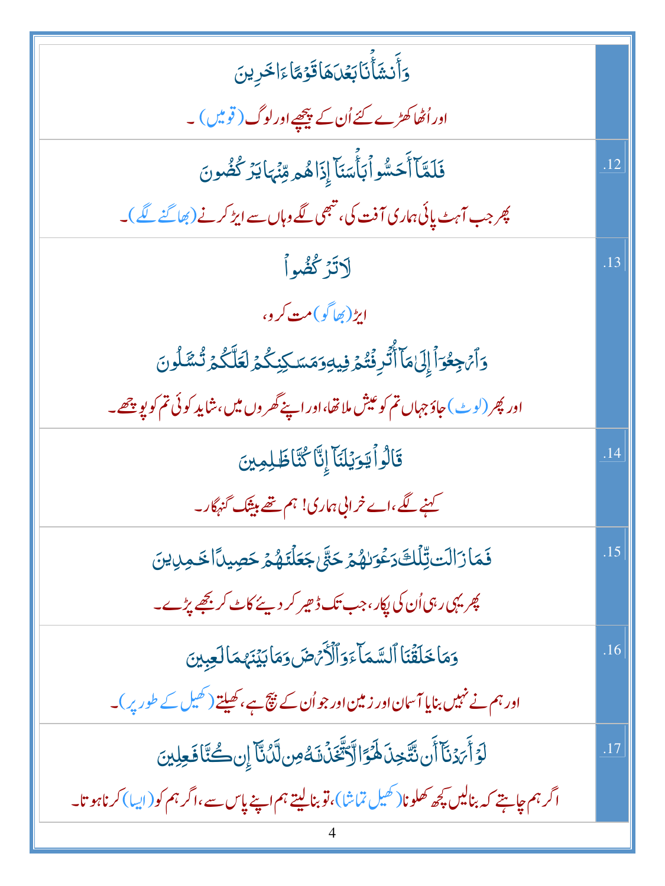| | |
|---|---|
| وَأَنشَأۡنَا بَعۡدَهَا قَوۡمًا ءَاخَرِينَ<br>اور اُٹھا کھڑے کئے اُن کے پیچھے اور لوگ (قومیں) ۔ | |
| فَلَمَّآ أَحَسُّواْ بَأۡسَنَآ إِذَا هُم مِّنۡهَا يَرۡكُضُونَ<br>پھر جب آہٹ پائی ہماری آفت کی، تبھی لگے وہاں سے ایڑ کرنے (بھاگنے لگے) ۔ | .12 |
| لَا تَرۡكُضُواْ<br>ایڑ (بھاگو) مت کرو،<br>وَٱرۡجِعُوٓاْ إِلَىٰ مَآ أُتۡرِفۡتُمۡ فِيهِ وَمَسَـٰكِنِكُمۡ لَعَلَّكُمۡ تُسۡـَٔلُونَ<br>اور پھر (لوٹ) جاؤ جہاں تم کو عیش ملا تھا، اور اپنے گھروں میں، شاید کوئی تم کو پوچھے ۔ | .13 |
| قَالُواْ يَـٰوَيۡلَنَآ إِنَّا كُنَّا ظَـٰلِمِينَ<br>کہنے لگے، اے خرابی ہماری! ہم تھے بیشک گنہگار ۔ | .14 |
| فَمَا زَالَت تِّلۡكَ دَعۡوَىٰهُمۡ حَتَّىٰ جَعَلۡنَـٰهُمۡ حَصِيدًا خَـٰمِدِينَ<br>پھر یہی رہی اُن کی پکار، جب تک ڈھیر کر دیئے کاٹ کر بجھے پڑے ۔ | .15 |
| وَمَا خَلَقۡنَا ٱلسَّمَآءَ وَٱلۡأَرۡضَ وَمَا بَيۡنَهُمَا لَـٰعِبِينَ<br>اور ہم نے نہیں بنایا آسمان اور زمین اور جو اُن کے بیچ ہے، کھیلتے (کھیل کے طور پر) ۔ | .16 |
| لَوۡ أَرَدۡنَآ أَن نَّتَّخِذَ لَهۡوًا لَّٱتَّخَذۡنَـٰهُ مِن لَّدُنَّآ إِن كُنَّا فَـٰعِلِينَ<br>اگر ہم چاہتے کہ بنالیں کچھ کھلونا (کھیل تماشا)، تو بنالیتے ہم اپنے پاس سے، اگر ہم کو (ایسا) کرنا ہوتا ۔ | .17 |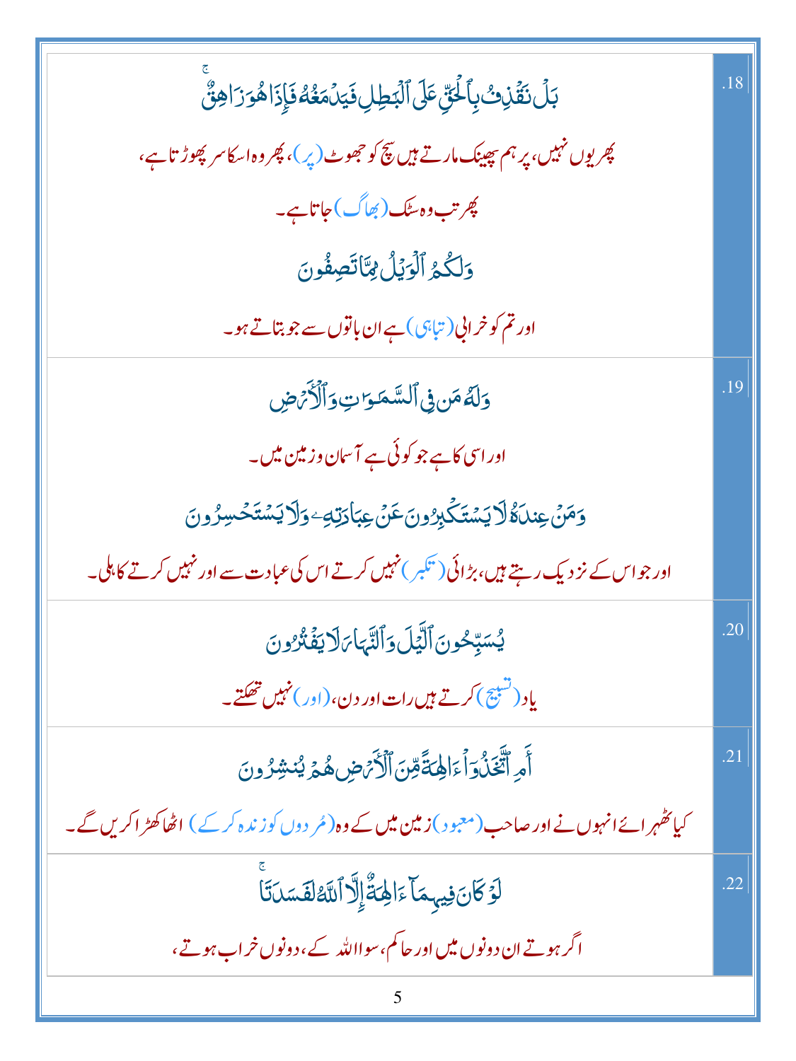| | |
|---|---|
| .18 | بَلْ نَقْذِفُ بِٱلْحَقِّ عَلَى ٱلْبَـٰطِلِ فَيَدْمَغُهُۥ فَإِذَا هُوَ زَاهِقٌ ۚ<br>پھر یوں نہیں، پر ہم پھینک مارتے ہیں سچ کو جھوٹ (پر)، پھر وہ اسکا سر پھوڑ تا ہے،<br>پھر تب وہ سٹک (بھاگ) جاتا ہے۔<br>وَلَكُمُ ٱلْوَيْلُ مِمَّا تَصِفُونَ<br>اور تم کو خرابی (تباہی) ہے ان باتوں سے جو بتاتے ہو۔ |
| .19 | وَلَهُۥ مَن فِى ٱلسَّمَـٰوَٰتِ وَٱلْأَرْضِ<br>اور اسی کا ہے جو کوئی ہے آسمان وزمین میں۔<br>وَمَنْ عِندَهُۥ لَا يَسْتَكْبِرُونَ عَنْ عِبَادَتِهِۦ وَلَا يَسْتَحْسِرُونَ<br>اور جو اس کے نزدیک رہتے ہیں، بڑائی (تکبر) نہیں کرتے اس کی عبادت سے اور نہیں کرتے کاہلی۔ |
| .20 | يُسَبِّحُونَ ٱلَّيْلَ وَٱلنَّهَارَ لَا يَفْتُرُونَ<br>یاد (تسبیح) کرتے ہیں رات اور دن، (اور) نہیں تھکتے۔ |
| .21 | أَمِ ٱتَّخَذُوٓا۟ ءَالِهَةً مِّنَ ٱلْأَرْضِ هُمْ يُنشِرُونَ<br>کیا ٹھہرائے انہوں نے اور صاحب (معبود) زمین میں کے وہ (مُردوں کو زندہ کر کے) اٹھا کھڑا کریں گے۔ |
| .22 | لَوْ كَانَ فِيهِمَآ ءَالِهَةٌ إِلَّا ٱللَّهُ لَفَسَدَتَا ۚ<br>اگر ہوتے ان دونوں میں اور حاکم، سوا اللہ کے، دونوں خراب ہوتے، |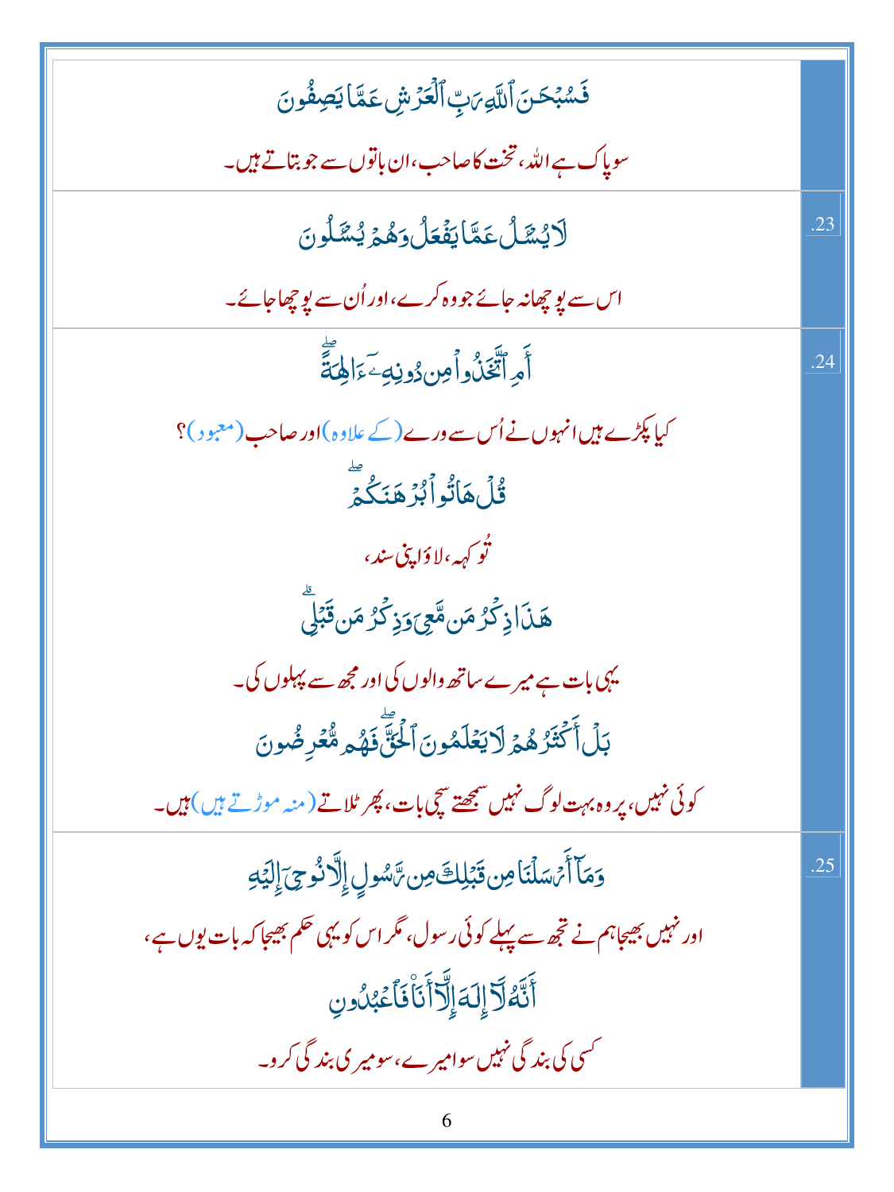| | |
|---|---|
| فَسُبْحَـٰنَ ٱللَّهِ رَبِّ ٱلْعَرْشِ عَمَّا يَصِفُونَ<br><br>سو پاک ہے اللہ، تخت کا صاحب، ان باتوں سے جو بتاتے ہیں۔ | |
| لَا يُسْـَٔلُ عَمَّا يَفْعَلُ وَهُمْ يُسْـَٔلُونَ<br><br>اس سے پوچھا نہ جائے جو وہ کرے، اور اُن سے پوچھا جائے۔ | .23 |
| أَمِ ٱتَّخَذُوا۟ مِن دُونِهِۦٓ ءَالِهَةً ۖ<br><br>کیا پکڑے ہیں انہوں نے اُس سے ورے (کے علاوہ) اور صاحب (معبود)؟<br><br>قُلْ هَاتُوا۟ بُرْهَـٰنَكُمْ ۖ<br><br>تُو کہہ، لاؤ اپنی سند،<br><br>هَـٰذَا ذِكْرُ مَن مَّعِىَ وَذِكْرُ مَن قَبْلِى ۗ<br><br>یہی بات ہے میرے ساتھ والوں کی اور مجھ سے پہلوں کی۔<br><br>بَلْ أَكْثَرُهُمْ لَا يَعْلَمُونَ ٱلْحَقَّ ۖ فَهُم مُّعْرِضُونَ<br><br>کوئی نہیں، پر وہ بہت لوگ نہیں سمجھتے سچی بات، پھر ٹلاتے (منہ موڑتے ہیں) ہیں۔ | .24 |
| وَمَآ أَرْسَلْنَا مِن قَبْلِكَ مِن رَّسُولٍ إِلَّا نُوحِىٓ إِلَيْهِ<br><br>اور نہیں بھیجا ہم نے تجھ سے پہلے کوئی رسول، مگر اس کو یہی حکم بھیجا کہ بات یوں ہے،<br><br>أَنَّهُۥ لَآ إِلَـٰهَ إِلَّآ أَنَا۠ فَٱعْبُدُونِ<br><br>کسی کی بندگی نہیں سوا میرے، سو میری بندگی کرو۔ | .25 |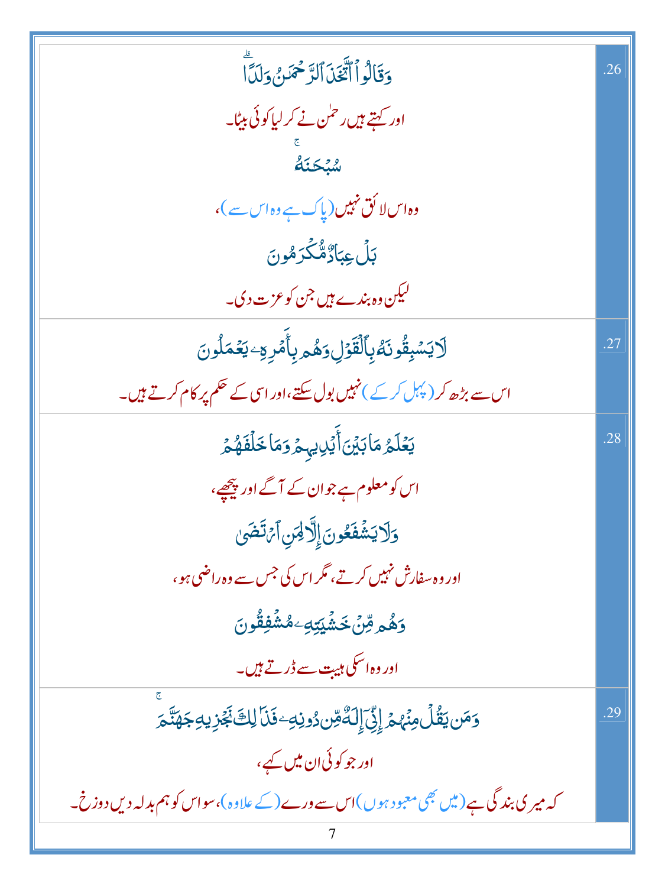| | |
|---|---|
| وَقَالُوا اتَّخَذَ الرَّحْمَٰنُ وَلَدًا ۗ<br>اور کہتے ہیں رحمٰن نے کر لیا کوئی بیٹا۔<br>سُبْحَانَهُ ۚ<br>وہ اس لائق نہیں (پاک ہے وہ اس سے)،<br>بَلْ عِبَادٌ مُّكْرَمُونَ<br>لیکن وہ بندے ہیں جن کو عزت دی۔ | .26 |
| لَا يَسْبِقُونَهُ بِالْقَوْلِ وَهُم بِأَمْرِهِ يَعْمَلُونَ<br>اس سے بڑھ کر (پہل کر کے) نہیں بول سکتے، اور اسی کے حکم پر کام کرتے ہیں۔ | .27 |
| يَعْلَمُ مَا بَيْنَ أَيْدِيهِمْ وَمَا خَلْفَهُمْ<br>اس کو معلوم ہے جو ان کے آگے اور پیچھے،<br>وَلَا يَشْفَعُونَ إِلَّا لِمَنِ ارْتَضَىٰ<br>اور وہ سفارش نہیں کرتے، مگر اس کی جس سے وہ راضی ہو،<br>وَهُم مِّنْ خَشْيَتِهِ مُشْفِقُونَ<br>اور وہ اسکی ہیبت سے ڈرتے ہیں۔ | .28 |
| وَمَن يَقُلْ مِنْهُمْ إِنِّي إِلَٰهٌ مِّن دُونِهِ فَذَٰلِكَ نَجْزِيهِ جَهَنَّمَ ۚ<br>اور جو کوئی ان میں کہے،<br>کہ میری بندگی ہے (میں بھی معبود ہوں) اس سے ورے (کے علاوہ)، سو اس کو ہم بدلہ دیں دوزخ۔ | .29 |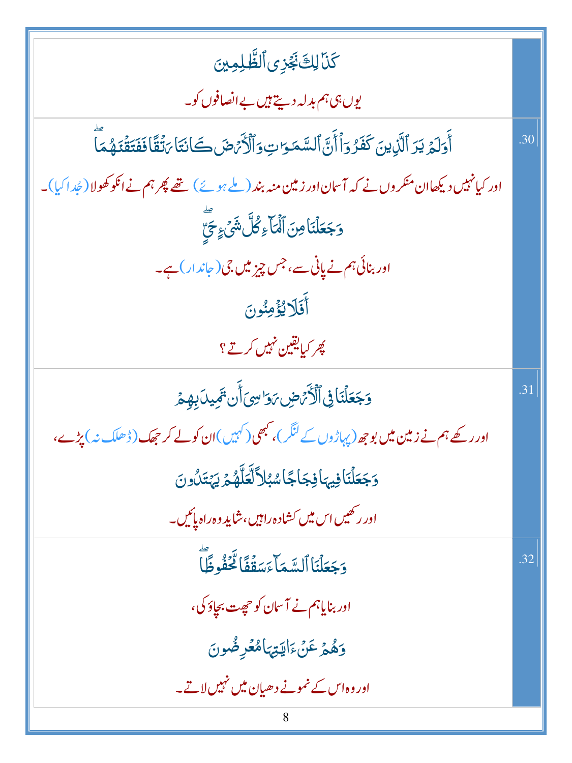| | |
|---|---|
| كَذَٰلِكَ نَجْزِى ٱلظَّـٰلِمِينَ<br><br>یوں ہی ہم بدلہ دیتے ہیں بے انصافوں کو۔ | |
| أَوَلَمْ يَرَ ٱلَّذِينَ كَفَرُوٓا۟ أَنَّ ٱلسَّمَـٰوَٰتِ وَٱلْأَرْضَ كَانَتَا رَتْقًا فَفَتَقْنَـٰهُمَا ۖ<br><br>اور کیا نہیں دیکھا ان منکروں نے کہ آسمان اور زمین منہ بند (ملے ہوئے) تھے پھر ہم نے انکو کھولا (جُدا کیا)۔<br><br>وَجَعَلْنَا مِنَ ٱلْمَآءِ كُلَّ شَىْءٍ حَىٍّ ۖ<br><br>اور بنائی ہم نے پانی سے، جس چیز میں جی (جاندار) ہے۔<br><br>أَفَلَا يُؤْمِنُونَ<br><br>پھر کیا یقین نہیں کرتے؟ | .30 |
| وَجَعَلْنَا فِى ٱلْأَرْضِ رَوَٰسِىَ أَن تَمِيدَ بِهِمْ<br><br>اور رکھے ہم نے زمین میں بوجھ (پہاڑوں کے لنگر)، کبھی (کہیں) ان کو لے کر جھک (ڈھلک نہ) پڑے،<br><br>وَجَعَلْنَا فِيهَا فِجَاجًا سُبُلًا لَّعَلَّهُمْ يَهْتَدُونَ<br><br>اور رکھیں اس میں کشادہ راہیں، شاید وہ راہ پائیں۔ | .31 |
| وَجَعَلْنَا ٱلسَّمَآءَ سَقْفًا مَّحْفُوظًا ۖ<br><br>اور بنایا ہم نے آسمان کو چھت بچاؤ کی،<br><br>وَهُمْ عَنْ ءَايَـٰتِهَا مُعْرِضُونَ<br><br>اور وہ اس کے نمونے دھیان میں نہیں لاتے۔ | .32 |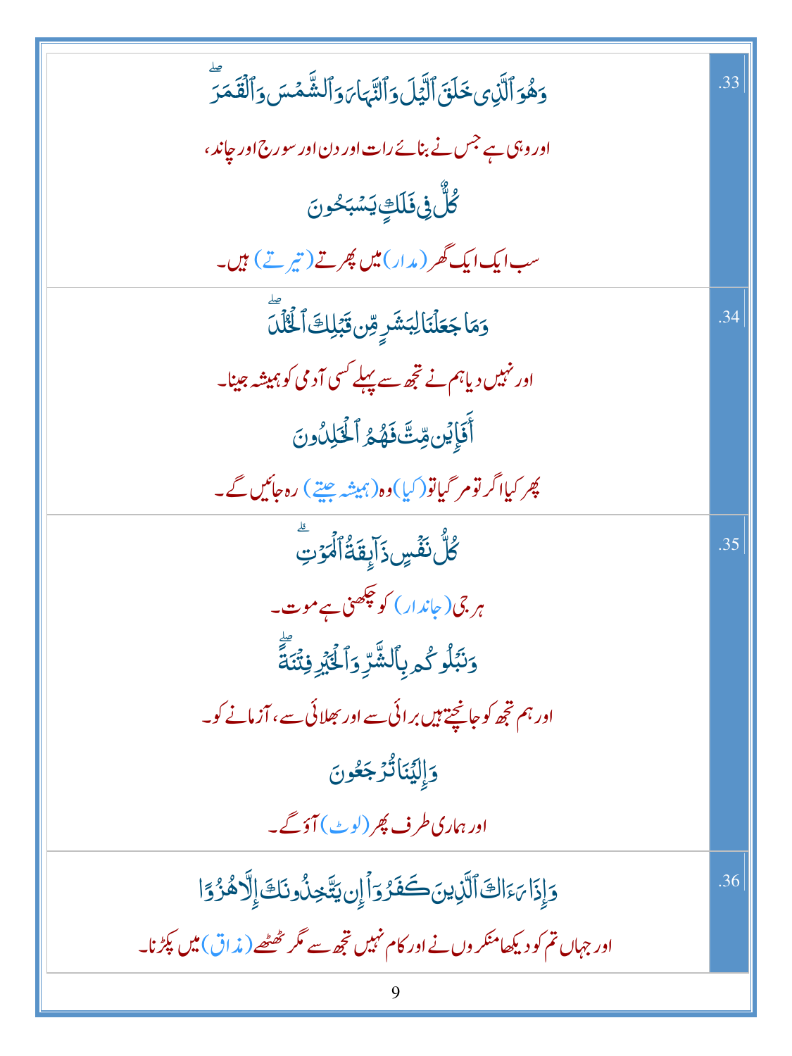| | |
|---|---|
| .33 | وَهُوَ ٱلَّذِى خَلَقَ ٱلَّيْلَ وَٱلنَّهَارَ وَٱلشَّمْسَ وَٱلْقَمَرَ ۖ<br>اور وہی ہے جس نے بنائے رات اور دن اور سورج اور چاند،<br>كُلٌّ فِى فَلَكٍ يَسْبَحُونَ<br>سب ایک ایک گھر (مدار) میں پھرتے (تیرتے) ہیں۔ |
| .34 | وَمَا جَعَلْنَا لِبَشَرٍ مِّن قَبْلِكَ ٱلْخُلْدَ ۖ<br>اور نہیں دیا ہم نے تجھ سے پہلے کسی آدمی کو ہمیشہ جینا۔<br>أَفَإِي۟ن مِّتَّ فَهُمُ ٱلْخَٰلِدُونَ<br>پھر کیا اگر تو مر گیا تو (کیا) وہ (ہمیشہ جیتے) رہ جائیں گے۔ |
| .35 | كُلُّ نَفْسٍ ذَآئِقَةُ ٱلْمَوْتِ ۗ<br>ہر جی (جاندار) کو چکھنی ہے موت۔<br>وَنَبْلُوكُم بِٱلشَّرِّ وَٱلْخَيْرِ فِتْنَةً ۖ<br>اور ہم تجھ کو جانچتے ہیں برائی سے اور بھلائی سے، آزمانے کو۔<br>وَإِلَيْنَا تُرْجَعُونَ<br>اور ہماری طرف پھر (لوٹ) آؤ گے۔ |
| .36 | وَإِذَا رَءَاكَ ٱلَّذِينَ كَفَرُوٓا۟ إِن يَتَّخِذُونَكَ إِلَّا هُزُوًا<br>اور جہاں تم کو دیکھا منکروں نے اور کام نہیں تجھ سے مگر ٹھٹھے (مذاق) میں پکڑنا۔ |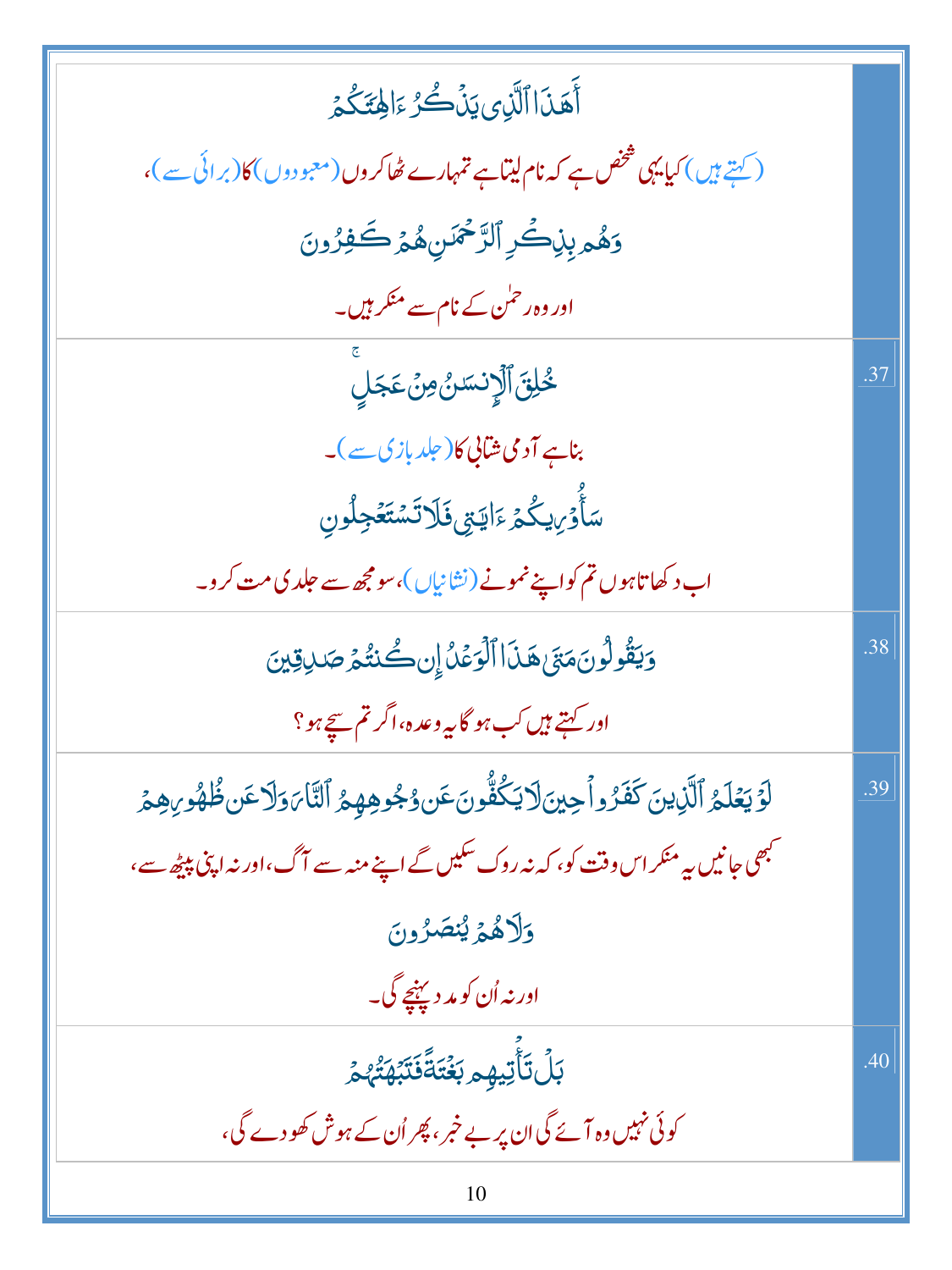| | |
|---|---|
| | أَهَٰذَا ٱلَّذِى يَذْكُرُ ءَالِهَتَكُمْ<br>(کہتے ہیں) کیا یہی شخص ہے کہ نام لیتا ہے تمہارے ٹھاکروں (معبودوں) کا (برائی سے)،<br>وَهُم بِذِكْرِ ٱلرَّحْمَٰنِ هُمْ كَٰفِرُونَ<br>اور وہ رحمٰن کے نام سے منکر ہیں۔ |
| .37 | خُلِقَ ٱلْإِنسَٰنُ مِنْ عَجَلٍ<br>بنا ہے آدمی شتابی کا (جلد بازی سے)۔<br>سَأُو۟رِيكُمْ ءَايَٰتِى فَلَا تَسْتَعْجِلُونِ<br>اب دکھاتا ہوں تم کو اپنے نمونے (نشانیاں)، سو مجھ سے جلدی مت کرو۔ |
| .38 | وَيَقُولُونَ مَتَىٰ هَٰذَا ٱلْوَعْدُ إِن كُنتُمْ صَٰدِقِينَ<br>اور کہتے ہیں کب ہو گا یہ وعدہ، اگر تم سچے ہو؟ |
| .39 | لَوْ يَعْلَمُ ٱلَّذِينَ كَفَرُوا۟ حِينَ لَا يَكُفُّونَ عَن وُجُوهِهِمُ ٱلنَّارَ وَلَا عَن ظُهُورِهِمْ<br>کبھی جانیں یہ منکر اس وقت کو، کہ نہ روک سکیں گے اپنے منہ سے آگ، اور نہ اپنی پیٹھ سے،<br>وَلَا هُمْ يُنصَرُونَ<br>اور نہ اُن کو مدد پہنچے گی۔ |
| .40 | بَلْ تَأْتِيهِم بَغْتَةً فَتَبْهَتُهُمْ<br>کوئی نہیں وہ آئے گی ان پر بے خبر، پھر اُن کے ہوش کھو دے گی، |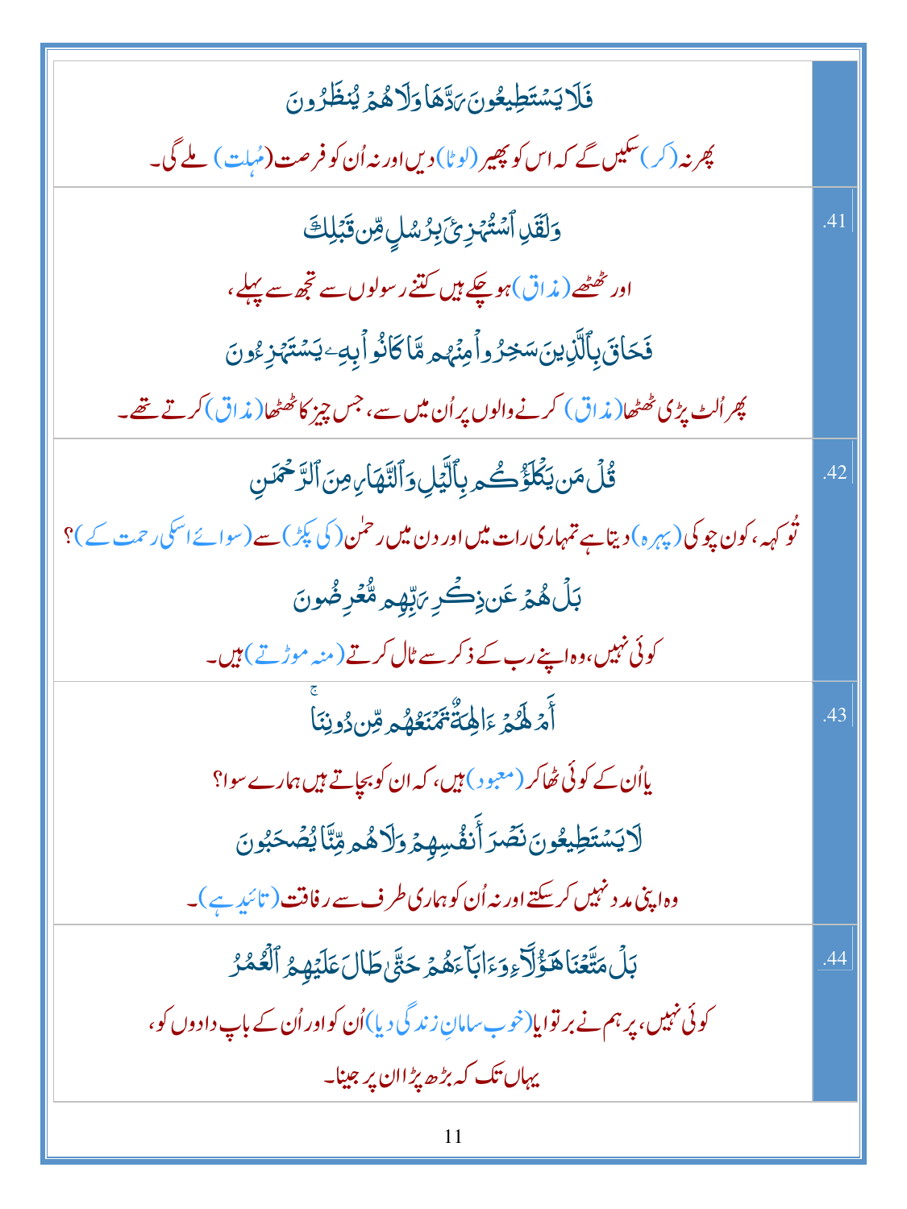| | |
|---|---|
| فَلَا يَسْتَطِيعُونَ رَدَّهَا وَلَا هُمْ يُنظَرُونَ<br>پھر نہ (کر) سکیں گے کہ اس کو پھیر (لوٹا) دیں اور نہ اُن کو فرصت (مُہلت) ملے گی۔ | |
| وَلَقَدِ ٱسْتُهْزِئَ بِرُسُلٍ مِّن قَبْلِكَ<br>اور ٹھٹھے (مذاق) ہو چکے ہیں کتنے رسولوں سے تجھ سے پہلے،<br>فَحَاقَ بِٱلَّذِينَ سَخِرُوا۟ مِنْهُم مَّا كَانُوا۟ بِهِۦ يَسْتَهْزِءُونَ<br>پھر اُلٹ پڑی ٹھٹھا (مذاق) کرنے والوں پر اُن میں سے، جس چیز کا ٹھٹھا (مذاق) کرتے تھے۔ | .41 |
| قُلْ مَن يَكْلَؤُكُم بِٱلَّيْلِ وَٱلنَّهَارِ مِنَ ٱلرَّحْمَٰنِ<br>تُو کہہ، کون چوکی (پہرہ) دیتا ہے تمہاری رات میں اور دن میں رحمٰن (کی پکڑ) سے (سوائے اسکی رحمت کے)؟<br>بَلْ هُمْ عَن ذِكْرِ رَبِّهِم مُّعْرِضُونَ<br>کوئی نہیں، وہ اپنے رب کے ذکر سے ٹال کرتے (منہ موڑتے) ہیں۔ | .42 |
| أَمْ لَهُمْ ءَالِهَةٌ تَمْنَعُهُم مِّن دُونِنَا ۚ<br>یا اُن کے کوئی ٹھاکر (معبود) ہیں، کہ ان کو بچاتے ہیں ہمارے سوا؟<br>لَا يَسْتَطِيعُونَ نَصْرَ أَنفُسِهِمْ وَلَا هُم مِّنَّا يُصْحَبُونَ<br>وہ اپنی مدد نہیں کر سکتے اور نہ اُن کو ہماری طرف سے رفاقت (تائید ہے)۔ | .43 |
| بَلْ مَتَّعْنَا هَٰٓؤُلَآءِ وَءَابَآءَهُمْ حَتَّىٰ طَالَ عَلَيْهِمُ ٱلْعُمُرُ<br>کوئی نہیں، پر ہم نے برتوایا (خوب سامانِ زندگی دیا) اُن کو اور اُن کے باپ دادوں کو،<br>یہاں تک کہ بڑھ پڑا ان پر جینا۔ | .44 |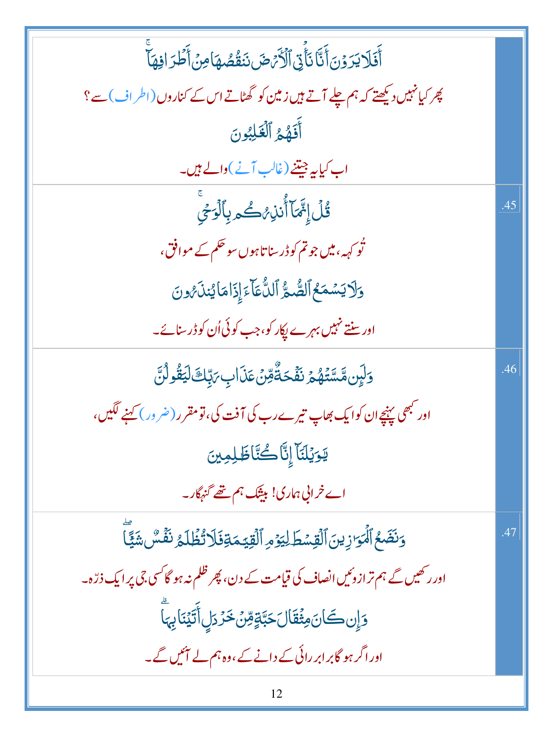| | |
|---|---|
| | أَفَلَا يَرَوْنَ أَنَّا نَأْتِي ٱلْأَرْضَ نَنقُصُهَا مِنْ أَطْرَافِهَآ<br>پھر کیا نہیں دیکھتے کہ ہم چلے آتے ہیں زمین کو گھٹاتے اس کے کناروں (اطراف) سے ؟<br>أَفَهُمُ ٱلْغَٰلِبُونَ<br>اب کیا یہ جیتنے (غالب آنے) والے ہیں۔ |
| .45 | قُلْ إِنَّمَآ أُنذِرُكُم بِٱلْوَحْيِ<br>تُو کہہ، میں جو تم کو ڈر سناتا ہوں سو حکم کے موافق،<br>وَلَا يَسْمَعُ ٱلصُّمُّ ٱلدُّعَآءَ إِذَا مَا يُنذَرُونَ<br>اور سنتے نہیں بہرے پکار کو، جب کوئی اُن کو ڈر سنائے۔ |
| .46 | وَلَئِن مَّسَّتْهُمْ نَفْحَةٌ مِّنْ عَذَابِ رَبِّكَ لَيَقُولُنَّ<br>اور کبھی پہنچے ان کو ایک بھاپ تیرے رب کی آفت کی، تو مقرر (ضرور) کہنے لگیں،<br>يَٰوَيْلَنَآ إِنَّا كُنَّا ظَٰلِمِينَ<br>اے خرابی ہماری! بیشک ہم تھے گنہگار۔ |
| .47 | وَنَضَعُ ٱلْمَوَٰزِينَ ٱلْقِسْطَ لِيَوْمِ ٱلْقِيَٰمَةِ فَلَا تُظْلَمُ نَفْسٌ شَيْـًٔا<br>اور رکھیں گے ہم ترازوئیں انصاف کی قیامت کے دن، پھر ظلم نہ ہو گا کسی جی پر ایک ذرّہ۔<br>وَإِن كَانَ مِثْقَالَ حَبَّةٍ مِّنْ خَرْدَلٍ أَتَيْنَا بِهَا<br>اور اگر ہو گا برابر رائی کے دانے کے، وہ ہم لے آئیں گے۔ |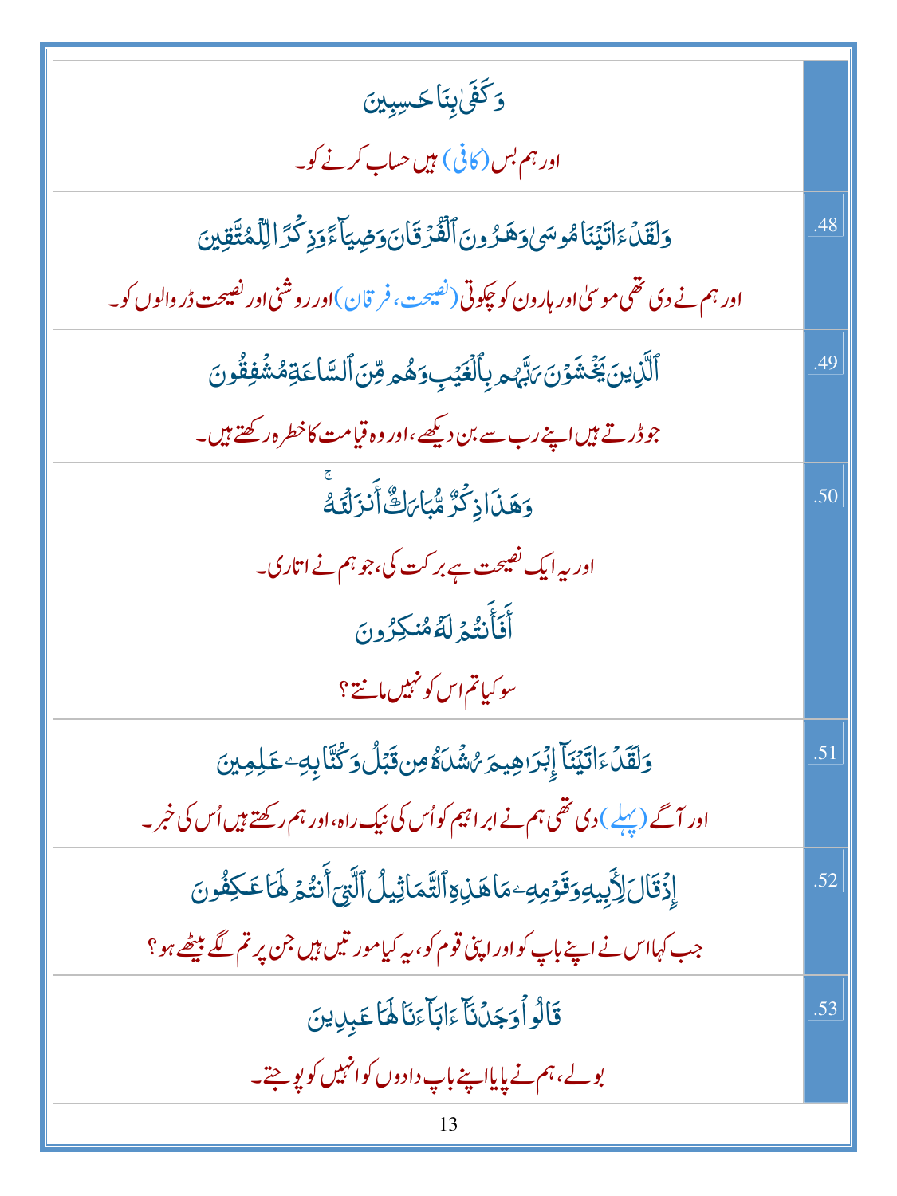| | |
|---|---|
| وَكَفَىٰ بِنَا حَـٰسِبِينَ<br>اور ہم بس (کافی) ہیں حساب کرنے کو۔ | |
| وَلَقَدْ ءَاتَيْنَا مُوسَىٰ وَهَـٰرُونَ ٱلْفُرْقَانَ وَضِيَآءً وَذِكْرًا لِّلْمُتَّقِينَ<br>اور ہم نے دی تھی موسیٰ اور ہارون کو چکوتی (نصیحت، فرقان) اور روشنی اور نصیحت ڈر والوں کو۔ | .48 |
| ٱلَّذِينَ يَخْشَوْنَ رَبَّهُم بِٱلْغَيْبِ وَهُم مِّنَ ٱلسَّاعَةِ مُشْفِقُونَ<br>جو ڈرتے ہیں اپنے رب سے بن دیکھے، اور وہ قیامت کا خطرہ رکھتے ہیں۔ | .49 |
| وَهَـٰذَا ذِكْرٌ مُّبَارَكٌ أَنزَلْنَـٰهُ<br>اور یہ ایک نصیحت ہے برکت کی، جو ہم نے اتاری۔<br>أَفَأَنتُمْ لَهُ مُنكِرُونَ<br>سو کیا تم اس کو نہیں مانتے؟ | .50 |
| وَلَقَدْ ءَاتَيْنَآ إِبْرَٰهِيمَ رُشْدَهُ مِن قَبْلُ وَكُنَّا بِهِۦ عَـٰلِمِينَ<br>اور آگے (پہلے) دی تھی ہم نے ابراہیم کو اُس کی نیک راہ، اور ہم رکھتے ہیں اُس کی خبر۔ | .51 |
| إِذْ قَالَ لِأَبِيهِ وَقَوْمِهِۦ مَا هَـٰذِهِ ٱلتَّمَاثِيلُ ٱلَّتِىٓ أَنتُمْ لَهَا عَـٰكِفُونَ<br>جب کہا اس نے اپنے باپ کو اور اپنی قوم کو، یہ کیا مورتیں ہیں جن پر تم لگے بیٹھے ہو؟ | .52 |
| قَالُوا۟ وَجَدْنَآ ءَابَآءَنَا لَهَا عَـٰبِدِينَ<br>بولے، ہم نے پایا اپنے باپ دادوں کو انہیں کو پوجتے۔ | .53 |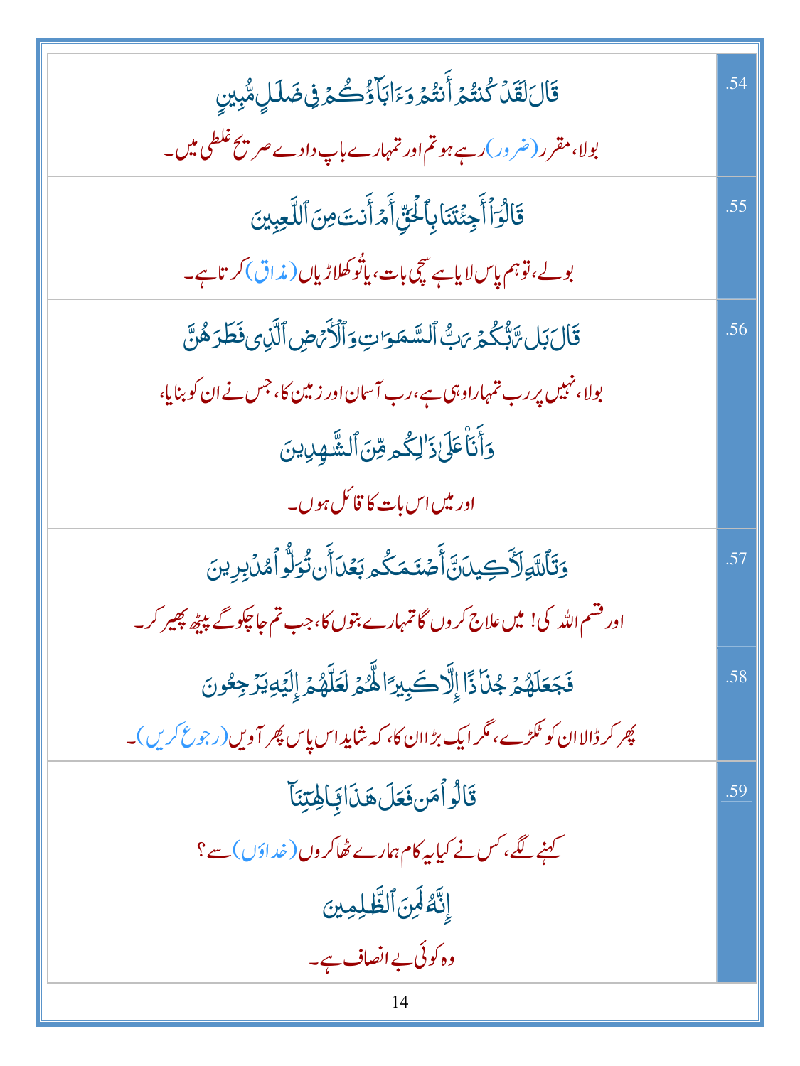| | |
|---|---|
| قَالَ لَقَدْ كُنتُمْ أَنتُمْ وَءَابَآؤُكُمْ فِى ضَلَٰلٍ مُّبِينٍ<br>بولا، مقرر (ضرور) رہے ہو تم اور تمہارے باپ دادے صریح غلطی میں۔ | .54 |
| قَالُوٓا۟ أَجِئْتَنَا بِٱلْحَقِّ أَمْ أَنتَ مِنَ ٱللَّٰعِبِينَ<br>بولے، تو ہم پاس لایا ہے سچی بات، یا تُو کھلاڑیاں (مذاق) کرتا ہے۔ | .55 |
| قَالَ بَل رَّبُّكُمْ رَبُّ ٱلسَّمَٰوَٰتِ وَٱلْأَرْضِ ٱلَّذِى فَطَرَهُنَّ<br>بولا، نہیں پر رب تمہارا وہی ہے، رب آسمان اور زمین کا، جس نے ان کو بنایا،<br>وَأَنَا۠ عَلَىٰ ذَٰلِكُم مِّنَ ٱلشَّٰهِدِينَ<br>اور میں اس بات کا قائل ہوں۔ | .56 |
| وَتَٱللَّهِ لَأَكِيدَنَّ أَصْنَٰمَكُم بَعْدَ أَن تُوَلُّوا۟ مُدْبِرِينَ<br>اور قسم اللہ کی! میں علاج کروں گا تمہارے بتوں کا، جب تم جا چکو گے پیٹھ پھیر کر۔ | .57 |
| فَجَعَلَهُمْ جُذَٰذًا إِلَّا كَبِيرًا لَّهُمْ لَعَلَّهُمْ إِلَيْهِ يَرْجِعُونَ<br>پھر کر ڈالا ان کو ٹکڑے، مگر ایک بڑا ان کا، کہ شاید اس پاس پھر آویں (رجوع کریں)۔ | .58 |
| قَالُوا۟ مَن فَعَلَ هَٰذَا بِـَٔالِهَتِنَآ<br>کہنے لگے، کس نے کیا یہ کام ہمارے ٹھاکروں (خداؤں) سے؟<br>إِنَّهُۥ لَمِنَ ٱلظَّٰلِمِينَ<br>وہ کوئی بے انصاف ہے۔ | .59 |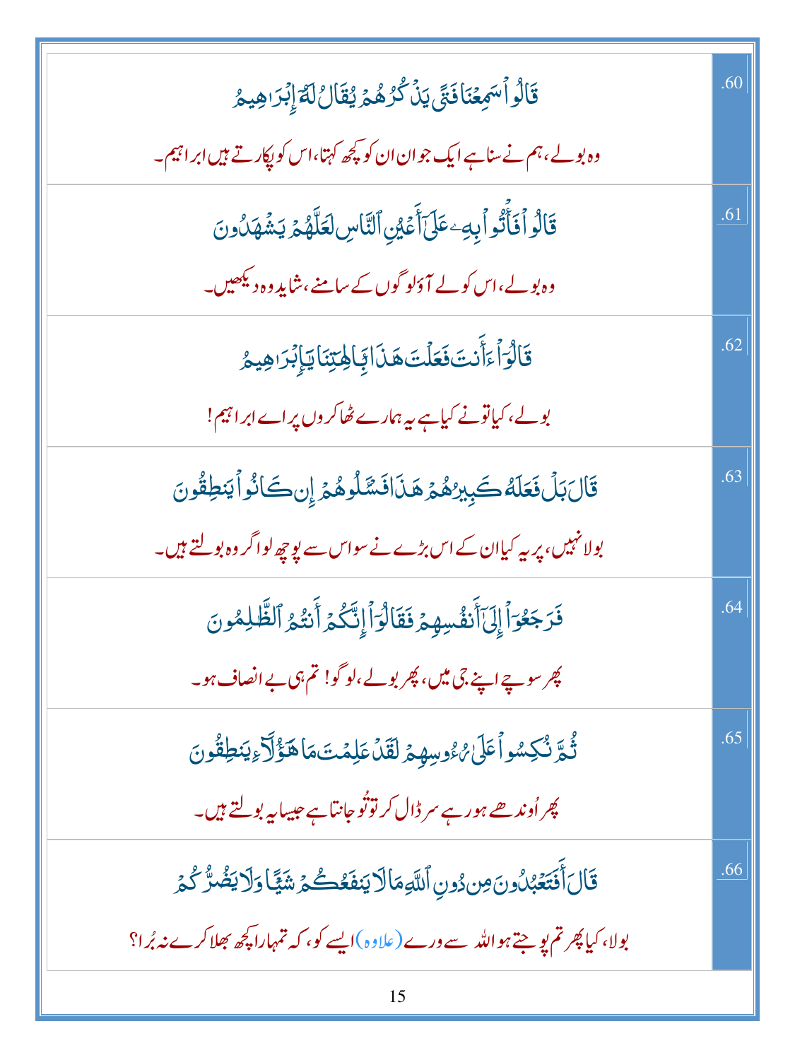| | |
|---|---|
| قَالُوا۟ سَمِعْنَا فَتًى يَذْكُرُهُمْ يُقَالُ لَهُۥٓ إِبْرَٰهِيمُ<br><br>وہ بولے، ہم نے سنا ہے ایک جوان ان کو کچھ کہتا، اس کو پکارتے ہیں ابراہیم۔ | .60 |
| قَالُوا۟ فَأْتُوا۟ بِهِۦ عَلَىٰٓ أَعْيُنِ ٱلنَّاسِ لَعَلَّهُمْ يَشْهَدُونَ<br><br>وہ بولے، اس کو لے آؤ لوگوں کے سامنے، شاید وہ دیکھیں۔ | .61 |
| قَالُوٓا۟ ءَأَنتَ فَعَلْتَ هَـٰذَا بِـَٔالِهَتِنَا يَـٰٓإِبْرَٰهِيمُ<br><br>بولے، کیا تو نے کیا ہے یہ ہمارے ٹھاکروں پر اے ابراہیم! | .62 |
| قَالَ بَلْ فَعَلَهُۥ كَبِيرُهُمْ هَـٰذَا فَسْـَٔلُوهُمْ إِن كَانُوا۟ يَنطِقُونَ<br><br>بولا نہیں، پر یہ کیا ان کے اس بڑے نے سو اس سے پوچھ لو اگر وہ بولتے ہیں۔ | .63 |
| فَرَجَعُوٓا۟ إِلَىٰٓ أَنفُسِهِمْ فَقَالُوٓا۟ إِنَّكُمْ أَنتُمُ ٱلظَّـٰلِمُونَ<br><br>پھر سوچے اپنے جی میں، پھر بولے، لوگو! تم ہی بے انصاف ہو۔ | .64 |
| ثُمَّ نُكِسُوا۟ عَلَىٰ رُءُوسِهِمْ لَقَدْ عَلِمْتَ مَا هَـٰٓؤُلَآءِ يَنطِقُونَ<br><br>پھر اُوندھے ہو رہے سر ڈال کر تو تُو جانتا ہے جیسا یہ بولتے ہیں۔ | .65 |
| قَالَ أَفَتَعْبُدُونَ مِن دُونِ ٱللَّهِ مَا لَا يَنفَعُكُمْ شَيْـًٔا وَلَا يَضُرُّكُمْ<br><br>بولا، کیا پھر تم پوجتے ہو اللہ سے ورے (علاوہ) ایسے کو، کہ تمہارا کچھ بھلا کرے نہ بُرا؟ | .66 |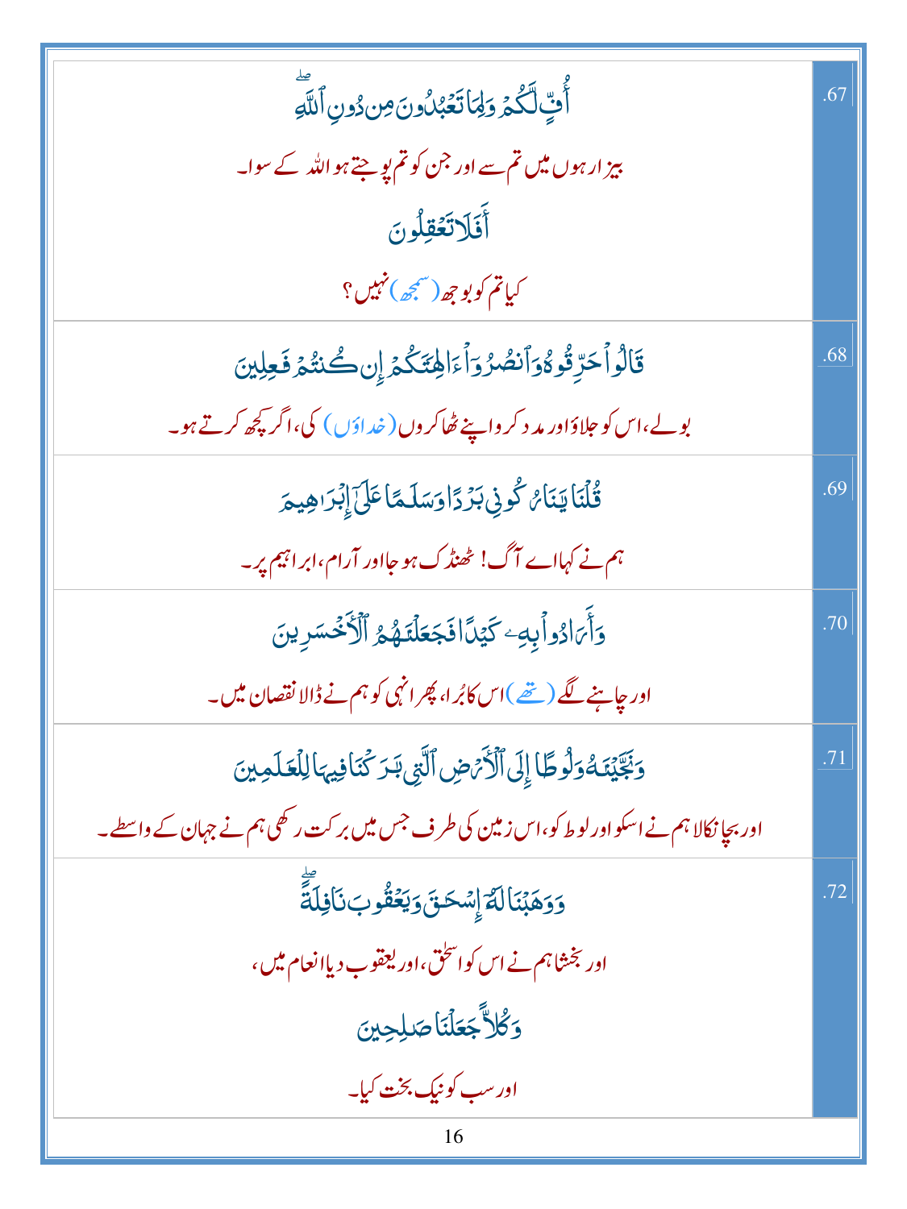| | |
|---|---|
| أُفٍّ لَّكُمْ وَلِمَا تَعْبُدُونَ مِن دُونِ ٱللَّهِ ۖ<br>بیزار ہوں میں تم سے اور جن کو تم پوجتے ہو اللہ کے سوا۔<br>أَفَلَا تَعْقِلُونَ<br>کیا تم کو بوجھ (سمجھ) نہیں ؟ | .67 |
| قَالُوا۟ حَرِّقُوهُ وَٱنصُرُوٓا۟ ءَالِهَتَكُمْ إِن كُنتُمْ فَٰعِلِينَ<br>بولے، اس کو جلاؤ اور مدد کرو اپنے ٹھاکروں (خداؤں) کی، اگر کچھ کرتے ہو۔ | .68 |
| قُلْنَا يَٰنَارُ كُونِى بَرْدًا وَسَلَٰمًا عَلَىٰٓ إِبْرَٰهِيمَ<br>ہم نے کہا اے آگ! ٹھنڈک ہو جا اور آرام، ابراہیم پر۔ | .69 |
| وَأَرَادُوا۟ بِهِۦ كَيْدًا فَجَعَلْنَٰهُمُ ٱلْأَخْسَرِينَ<br>اور چاہنے لگے (تھے) اس کا بُرا، پھر انہی کو ہم نے ڈالا نقصان میں۔ | .70 |
| وَنَجَّيْنَٰهُ وَلُوطًا إِلَى ٱلْأَرْضِ ٱلَّتِى بَٰرَكْنَا فِيهَا لِلْعَٰلَمِينَ<br>اور بچا نکالا ہم نے اسکو اور لوط کو، اس زمین کی طرف جس میں برکت رکھی ہم نے جہان کے واسطے۔ | .71 |
| وَوَهَبْنَا لَهُۥٓ إِسْحَٰقَ وَيَعْقُوبَ نَافِلَةً ۖ<br>اور بخشا ہم نے اس کو اسحٰق، اور یعقوب دیا انعام میں،<br>وَكُلًّا جَعَلْنَا صَٰلِحِينَ<br>اور سب کو نیک بخت کیا۔ | .72 |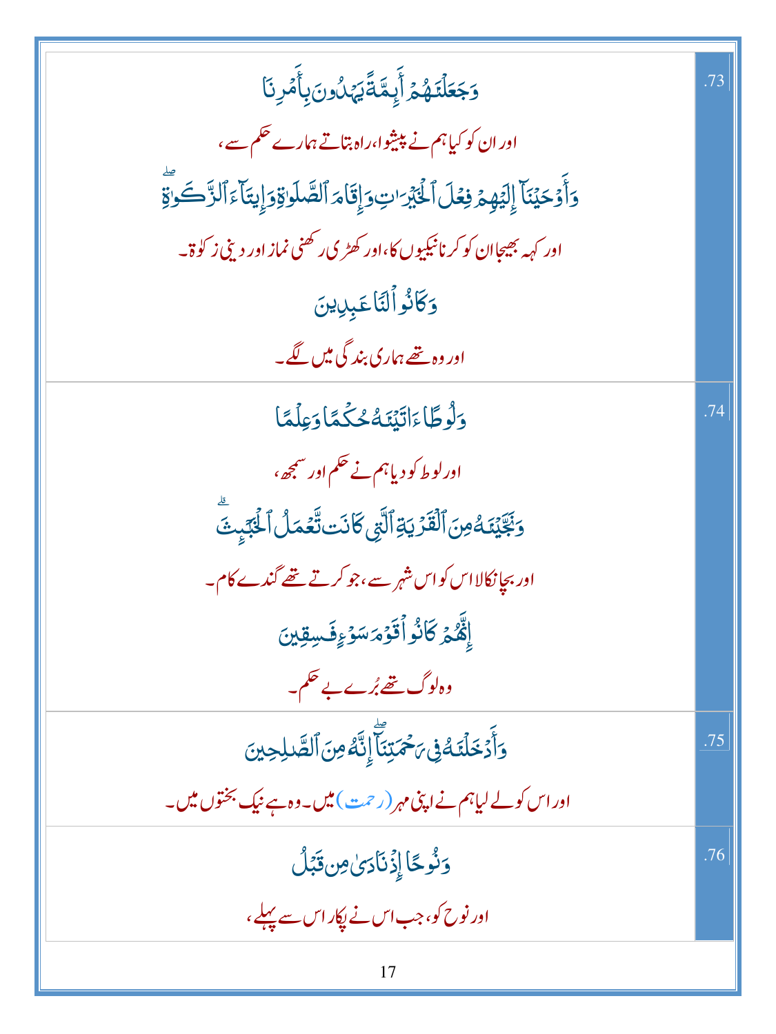| | |
|---|---|
| .73 | وَجَعَلْنَٰهُمْ أَئِمَّةً يَهْدُونَ بِأَمْرِنَا<br>اور ان کو کیا ہم نے پیشوا، راہ بتاتے ہمارے حکم سے،<br>وَأَوْحَيْنَآ إِلَيْهِمْ فِعْلَ ٱلْخَيْرَٰتِ وَإِقَامَ ٱلصَّلَوٰةِ وَإِيتَآءَ ٱلزَّكَوٰةِ ۖ<br>اور کہہ بھیجا ان کو کرنا نیکیوں کا، اور کھڑی رکھنی نماز اور دینی زکوۃ۔<br>وَكَانُوا۟ لَنَا عَٰبِدِينَ<br>اور وہ تھے ہماری بندگی میں لگے۔ |
| .74 | وَلُوطًا ءَاتَيْنَٰهُ حُكْمًا وَعِلْمًا<br>اور لوط کو دیا ہم نے حکم اور سمجھ،<br>وَنَجَّيْنَٰهُ مِنَ ٱلْقَرْيَةِ ٱلَّتِى كَانَت تَّعْمَلُ ٱلْخَبَٰٓئِثَ ۗ<br>اور بچا نکالا اس کو اس شہر سے، جو کرتے تھے گندے کام۔<br>إِنَّهُمْ كَانُوا۟ قَوْمَ سَوْءٍ فَٰسِقِينَ<br>وہ لوگ تھے بُرے بے حکم۔ |
| .75 | وَأَدْخَلْنَٰهُ فِى رَحْمَتِنَآ ۖ إِنَّهُۥ مِنَ ٱلصَّٰلِحِينَ<br>اور اس کو لے لیا ہم نے اپنی مہر (رحمت) میں۔ وہ ہے نیک بختوں میں۔ |
| .76 | وَنُوحًا إِذْ نَادَىٰ مِن قَبْلُ<br>اور نوح کو، جب اس نے پکارا اس سے پہلے، |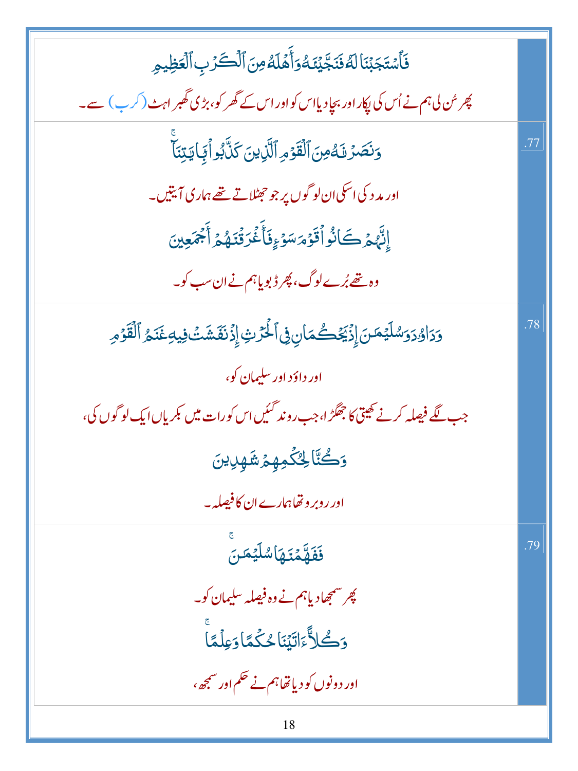| | |
|---|---|
| فَٱسۡتَجَبۡنَا لَهُۥ فَنَجَّيۡنَٰهُ وَأَهۡلَهُۥ مِنَ ٱلۡكَرۡبِ ٱلۡعَظِيمِ<br>پھر سُن لی ہم نے اُس کی پکار اور بچا دیا اس کو اور اس کے گھر کو، بڑی گھبراہٹ (کرب) سے۔ | |
| وَنَصَرۡنَٰهُ مِنَ ٱلۡقَوۡمِ ٱلَّذِينَ كَذَّبُواْ بِـَٔايَٰتِنَآۚ<br>اور مدد کی اسکی ان لوگوں پر جو جھٹلاتے تھے ہماری آیتیں۔<br>إِنَّهُمۡ كَانُواْ قَوۡمَ سَوۡءٖ فَأَغۡرَقۡنَٰهُمۡ أَجۡمَعِينَ<br>وہ تھے بُرے لوگ، پھر ڈبو یا ہم نے ان سب کو۔ | .77 |
| وَدَاوُۥدَ وَسُلَيۡمَٰنَ إِذۡ يَحۡكُمَانِ فِي ٱلۡحَرۡثِ إِذۡ نَفَشَتۡ فِيهِ غَنَمُ ٱلۡقَوۡمِ<br>اور داوًد اور سلیمان کو،<br>جب لگے فیصلہ کرنے کھیتی کا جھگڑا، جب روند گئیں اس کو رات میں بکریاں ایک لوگوں کی،<br>وَكُنَّا لِحُكۡمِهِمۡ شَٰهِدِينَ<br>اور روبرو تھا ہمارے ان کا فیصلہ۔ | .78 |
| فَفَهَّمۡنَٰهَا سُلَيۡمَٰنَۚ<br>پھر سمجھا دیا ہم نے وہ فیصلہ سلیمان کو۔<br>وَكُلًّا ءَاتَيۡنَا حُكۡمٗا وَعِلۡمٗاۚ<br>اور دونوں کو دیا تھا ہم نے حکم اور سمجھ، | .79 |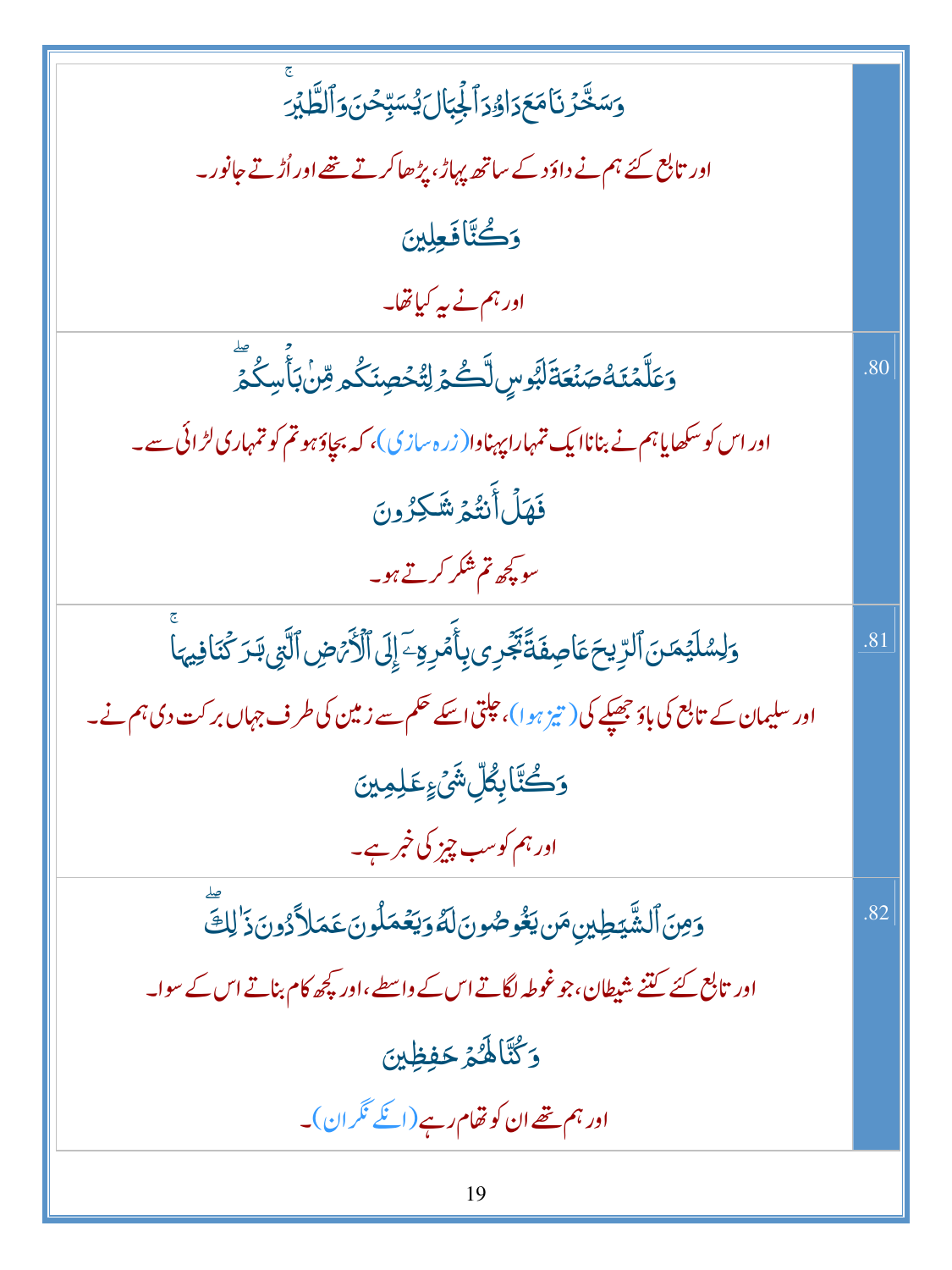| | |
|---|---|
| | وَسَخَّرۡنَا مَعَ دَاوُۥدَ ٱلۡجِبَالَ يُسَبِّحۡنَ وَٱلطَّيۡرَۚ<br>اور تابع کئے ہم نے داؤد کے ساتھ پہاڑ، پڑھا کرتے تھے اور اُڑتے جانور۔<br>وَكُنَّا فَٰعِلِينَ<br>اور ہم نے یہ کیا تھا۔ |
| .80 | وَعَلَّمۡنَٰهُ صَنۡعَةَ لَبُوسٖ لَّكُمۡ لِتُحۡصِنَكُم مِّنۢ بَأۡسِكُمۡۖ<br>اور اس کو سکھایا ہم نے بنانا ایک تمہارا پہناوا (زرہ سازی)، کہ بچاؤ ہو تم کو تمہاری لڑائی سے۔<br>فَهَلۡ أَنتُمۡ شَٰكِرُونَ<br>سو کچھ تم شکر کرتے ہو۔ |
| .81 | وَلِسُلَيۡمَٰنَ ٱلرِّيحَ عَاصِفَةٗ تَجۡرِي بِأَمۡرِهِۦٓ إِلَى ٱلۡأَرۡضِ ٱلَّتِي بَٰرَكۡنَا فِيهَاۚ<br>اور سلیمان کے تابع کی باؤ جھپکے کی (تیز ہوا)، چلتی اسکے حکم سے زمین کی طرف جہاں برکت دی ہم نے۔<br>وَكُنَّا بِكُلِّ شَيۡءٍ عَٰلِمِينَ<br>اور ہم کو سب چیز کی خبر ہے۔ |
| .82 | وَمِنَ ٱلشَّيَٰطِينِ مَن يَغُوصُونَ لَهُۥ وَيَعۡمَلُونَ عَمَلٗا دُونَ ذَٰلِكَۖ<br>اور تابع کئے کتنے شیطان، جو غوطہ لگاتے اس کے واسطے، اور کچھ کام بناتے اس کے سوا۔<br>وَكُنَّا لَهُمۡ حَٰفِظِينَ<br>اور ہم تھے ان کو تھام رہے (انکے نگران)۔ |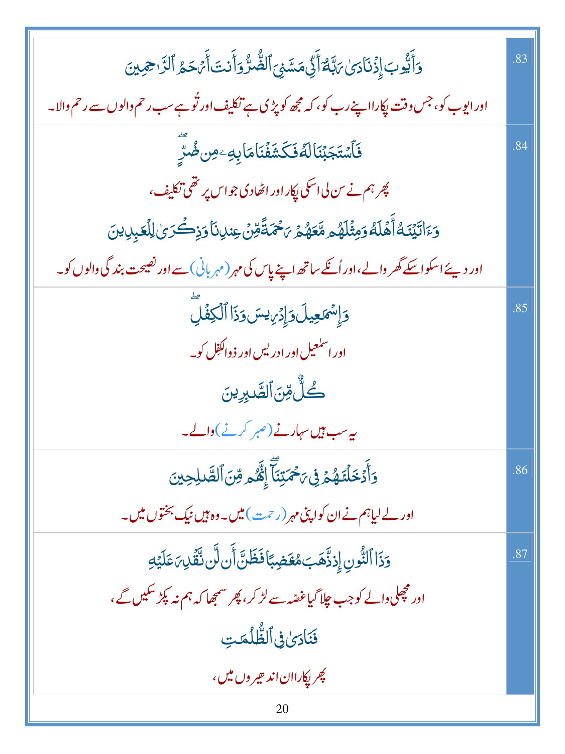| | |
|---|---|
| وَأَيُّوبَ إِذْ نَادَىٰ رَبَّهُۥٓ أَنِّى مَسَّنِىَ ٱلضُّرُّ وَأَنتَ أَرْحَمُ ٱلرَّٰحِمِينَ<br><br>اور ایوب کو، جس وقت پکارا اپنے رب کو، کہ مجھ کو پڑی ہے تکلیف اور تُو ہے سب رحم والوں سے رحم والا۔ | .83 |
| فَٱسْتَجَبْنَا لَهُۥ فَكَشَفْنَا مَا بِهِۦ مِن ضُرٍّ ۖ<br><br>پھر ہم نے سن لی اسکی پکار اور اٹھا دی جو اس پر تھی تکلیف،<br><br>وَءَاتَيْنَٰهُ أَهْلَهُۥ وَمِثْلَهُم مَّعَهُمْ رَحْمَةً مِّنْ عِندِنَا وَذِكْرَىٰ لِلْعَٰبِدِينَ<br><br>اور دیئے اسکو اسکے گھر والے، اور اُنکے ساتھ اپنے پاس کی مہر (مہربانی) سے اور نصیحت بندگی والوں کو۔ | .84 |
| وَإِسْمَٰعِيلَ وَإِدْرِيسَ وَذَا ٱلْكِفْلِ ۖ<br><br>اور اسمٰعیل اور ادریس اور ذوالکِفل کو۔<br><br>كُلٌّ مِّنَ ٱلصَّٰبِرِينَ<br><br>یہ سب ہیں سہارنے (صبر کرنے) والے۔ | .85 |
| وَأَدْخَلْنَٰهُمْ فِى رَحْمَتِنَآ ۖ إِنَّهُم مِّنَ ٱلصَّٰلِحِينَ<br><br>اور لے لیا ہم نے ان کو اپنی مہر (رحمت) میں۔ وہ ہیں نیک بختوں میں۔ | .86 |
| وَذَا ٱلنُّونِ إِذ ذَّهَبَ مُغَٰضِبًا فَظَنَّ أَن لَّن نَّقْدِرَ عَلَيْهِ<br><br>اور مچھلی والے کو جب چلا گیا غصّہ سے لڑ کر، پھر سمجھا کہ ہم نہ پکڑ سکیں گے،<br><br>فَنَادَىٰ فِى ٱلظُّلُمَٰتِ<br><br>پھر پکارا ان اندھیروں میں، | .87 |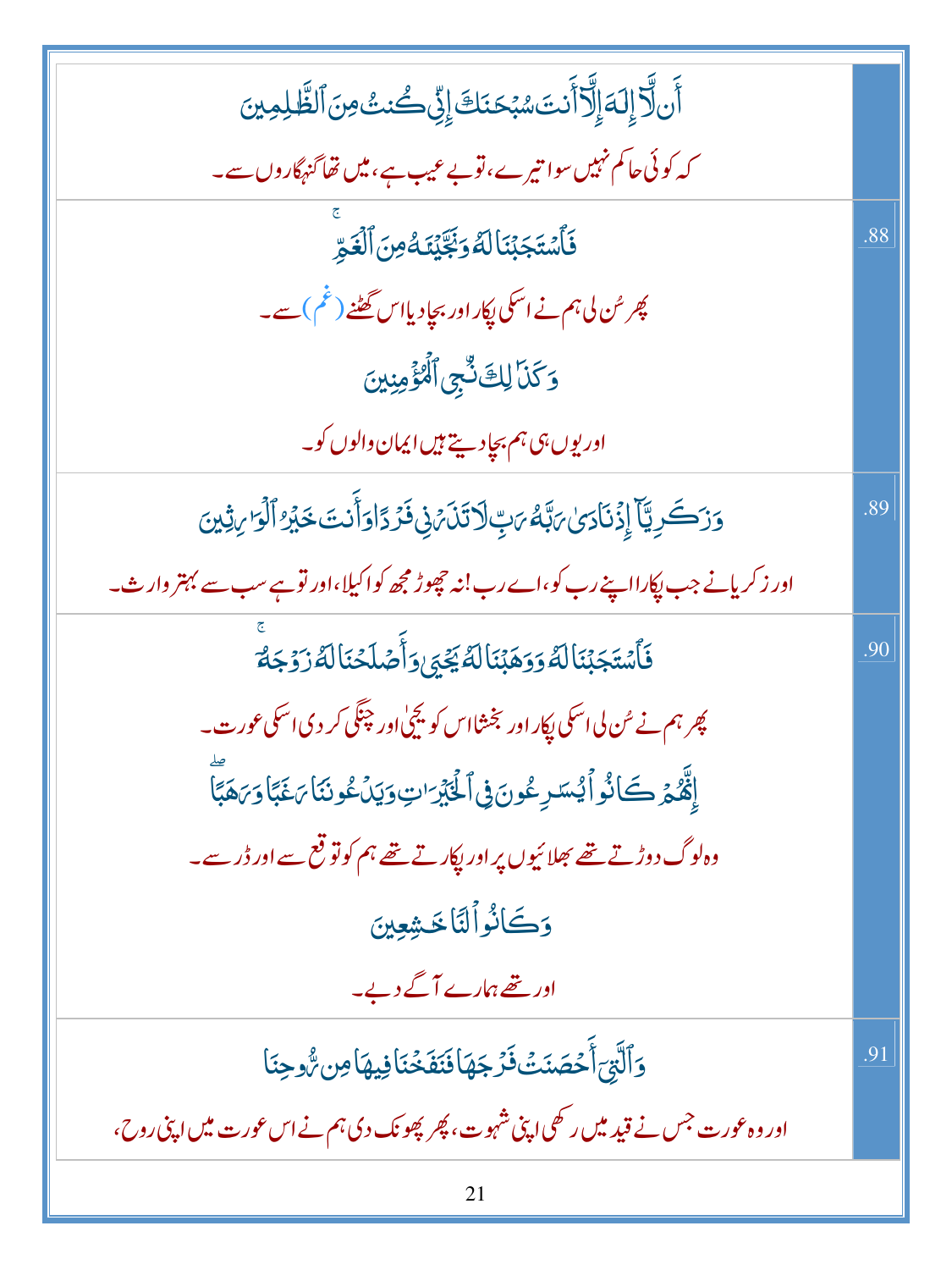| | |
|---|---|
| أَن لَّآ إِلَٰهَ إِلَّآ أَنتَ سُبْحَٰنَكَ إِنِّى كُنتُ مِنَ ٱلظَّٰلِمِينَ<br>کہ کوئی حاکم نہیں سوا تیرے، تو بے عیب ہے، میں تھا گنہگاروں سے۔ | |
| فَٱسْتَجَبْنَا لَهُۥ وَنَجَّيْنَٰهُ مِنَ ٱلْغَمِّ<br>پھر سُن لی ہم نے اسکی پکار اور بچا دیا اس گھٹنے (غم) سے۔<br>وَكَذَٰلِكَ نُـۨجِى ٱلْمُؤْمِنِينَ<br>اور یوں ہی ہم بچا دیتے ہیں ایمان والوں کو۔ | .88 |
| وَزَكَرِيَّآ إِذْ نَادَىٰ رَبَّهُۥ رَبِّ لَا تَذَرْنِى فَرْدًا وَأَنتَ خَيْرُ ٱلْوَٰرِثِينَ<br>اور زکریا نے جب پکارا اپنے رب کو، اے رب! نہ چھوڑ مجھ کو اکیلا، اور تو ہے سب سے بہتر وارث۔ | .89 |
| فَٱسْتَجَبْنَا لَهُۥ وَوَهَبْنَا لَهُۥ يَحْيَىٰ وَأَصْلَحْنَا لَهُۥ زَوْجَهُۥٓ<br>پھر ہم نے سُن لی اسکی پکار اور بخشا اس کو یحیٰؑ اور چنگی کر دی اسکی عورت۔<br>إِنَّهُمْ كَانُوا۟ يُسَٰرِعُونَ فِى ٱلْخَيْرَٰتِ وَيَدْعُونَنَا رَغَبًا وَرَهَبًا<br>وہ لوگ دوڑتے تھے بھلائیوں پر اور پکارتے تھے ہم کو توقع سے اور ڈر سے۔<br>وَكَانُوا۟ لَنَا خَٰشِعِينَ<br>اور تھے ہمارے آگے دبے۔ | .90 |
| وَٱلَّتِىٓ أَحْصَنَتْ فَرْجَهَا فَنَفَخْنَا فِيهَا مِن رُّوحِنَا<br>اور وہ عورت جس نے قید میں رکھی اپنی شہوت، پھر پھونک دی ہم نے اس عورت میں اپنی روح، | .91 |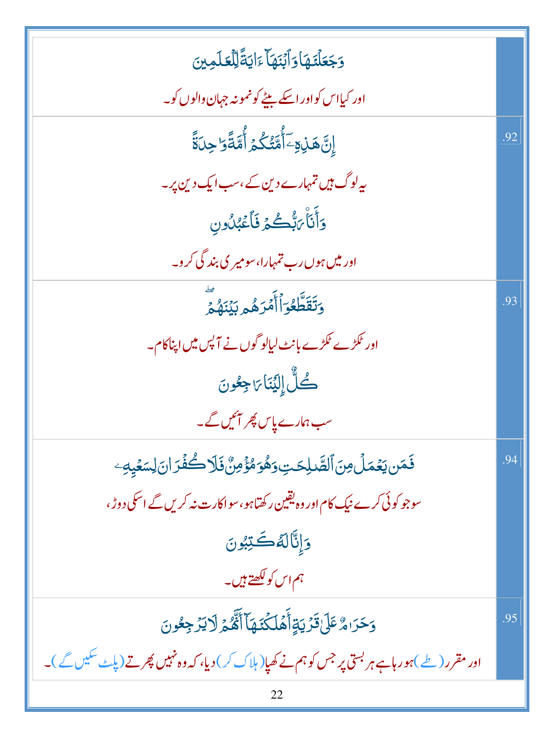| | |
|---|---|
| | وَجَعَلۡنَٰهَا وَٱبۡنَهَآ ءَايَةً لِّلۡعَٰلَمِينَ<br>اور کیا اس کو اور اسکے بیٹے کو نمونہ جہان والوں کو۔ |
| .92 | إِنَّ هَٰذِهِۦٓ أُمَّتُكُمۡ أُمَّةً وَٰحِدَةً<br>یہ لوگ ہیں تمہارے دین کے، سب ایک دین پر۔<br>وَأَنَا۠ رَبُّكُمۡ فَٱعۡبُدُونِ<br>اور میں ہوں رب تمہارا، سو میری بندگی کرو۔ |
| .93 | وَتَقَطَّعُوٓاْ أَمۡرَهُم بَيۡنَهُمۡۖ<br>اور ٹکڑے ٹکڑے بانٹ لیا لوگوں نے آپس میں اپنا کام۔<br>كُلٌّ إِلَيۡنَا رَٰجِعُونَ<br>سب ہمارے پاس پھر آئیں گے۔ |
| .94 | فَمَن يَعۡمَلۡ مِنَ ٱلصَّٰلِحَٰتِ وَهُوَ مُؤۡمِنٌ فَلَا كُفۡرَانَ لِسَعۡيِهِۦ<br>سو جو کوئی کرے نیک کام اور وہ یقین رکھتا ہو، سو اکارت نہ کریں گے اسکی دوڑ،<br>وَإِنَّا لَهُۥ كَٰتِبُونَ<br>ہم اس کو لکھتے ہیں۔ |
| .95 | وَحَرَٰمٌ عَلَىٰ قَرۡيَةٍ أَهۡلَكۡنَٰهَآ أَنَّهُمۡ لَا يَرۡجِعُونَ<br>اور مقرر (طے) ہو رہا ہے ہر بستی پر جس کو ہم نے کھپا (ہلاک کر) دیا، کہ وہ نہیں پھرتے (پلٹ سکیں گے)۔ |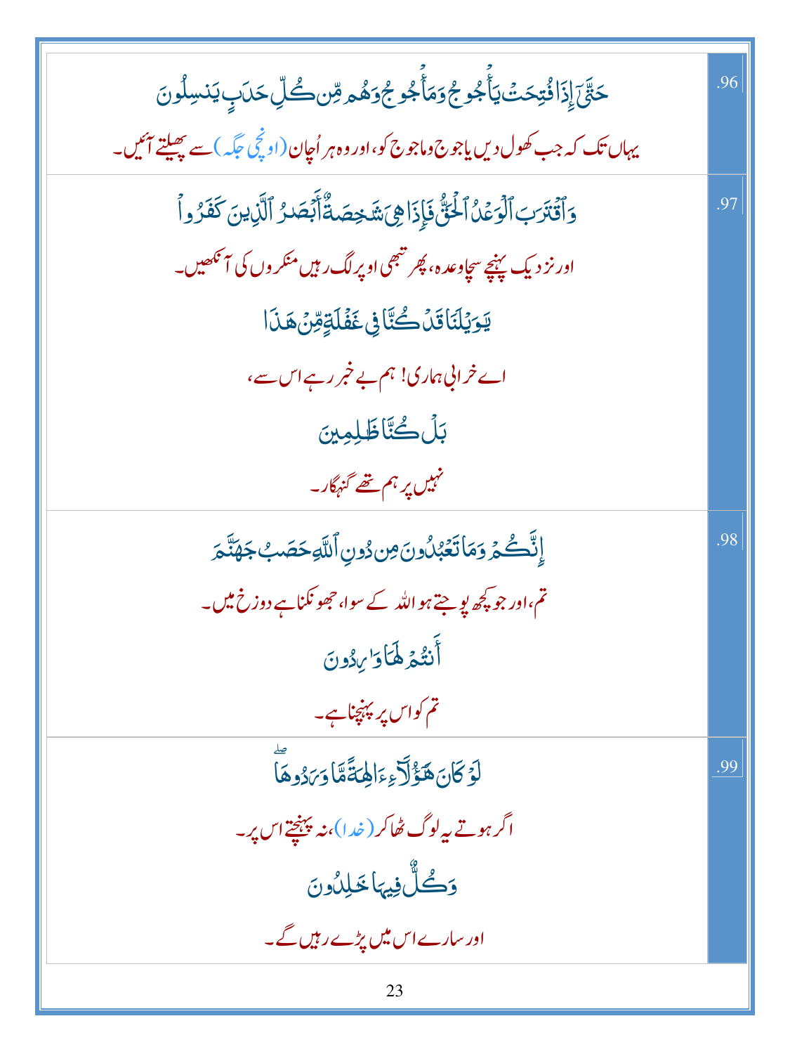| | |
|---|---|
| حَتَّىٰٓ إِذَا فُتِحَتۡ يَأۡجُوجُ وَمَأۡجُوجُ وَهُم مِّن كُلِّ حَدَبٍ يَنسِلُونَ<br>یہاں تک کہ جب کھول دیں یاجوج وماجوج کو، اور وہ ہر اُچان (اونچی جگہ) سے پھیلتے آئیں۔ | .96 |
| وَٱقۡتَرَبَ ٱلۡوَعۡدُ ٱلۡحَقُّ فَإِذَا هِيَ شَٰخِصَةٌ أَبۡصَٰرُ ٱلَّذِينَ كَفَرُواْ<br>اور نزدیک پہنچے سچا وعدہ، پھر تبھی اوپر لگ رہیں منکروں کی آنکھیں۔<br>يَٰوَيۡلَنَا قَدۡ كُنَّا فِي غَفۡلَةٍ مِّنۡ هَٰذَا<br>اے خرابی ہماری! ہم بے خبر رہے اس سے،<br>بَلۡ كُنَّا ظَٰلِمِينَ<br>نہیں پر ہم تھے گنہگار۔ | .97 |
| إِنَّكُمۡ وَمَا تَعۡبُدُونَ مِن دُونِ ٱللَّهِ حَصَبُ جَهَنَّمَ<br>تم، اور جو کچھ پوجتے ہو اللہ کے سوا، جھونکنا ہے دوزخ میں۔<br>أَنتُمۡ لَهَا وَٰرِدُونَ<br>تم کو اس پر پہنچنا ہے۔ | .98 |
| لَوۡ كَانَ هَٰٓؤُلَآءِ ءَالِهَةً مَّا وَرَدُوهَاۖ<br>اگر ہوتے یہ لوگ ٹھاکر (خدا)، نہ پہنچتے اس پر۔<br>وَكُلٌّ فِيهَا خَٰلِدُونَ<br>اور سارے اس میں پڑے رہیں گے۔ | .99 |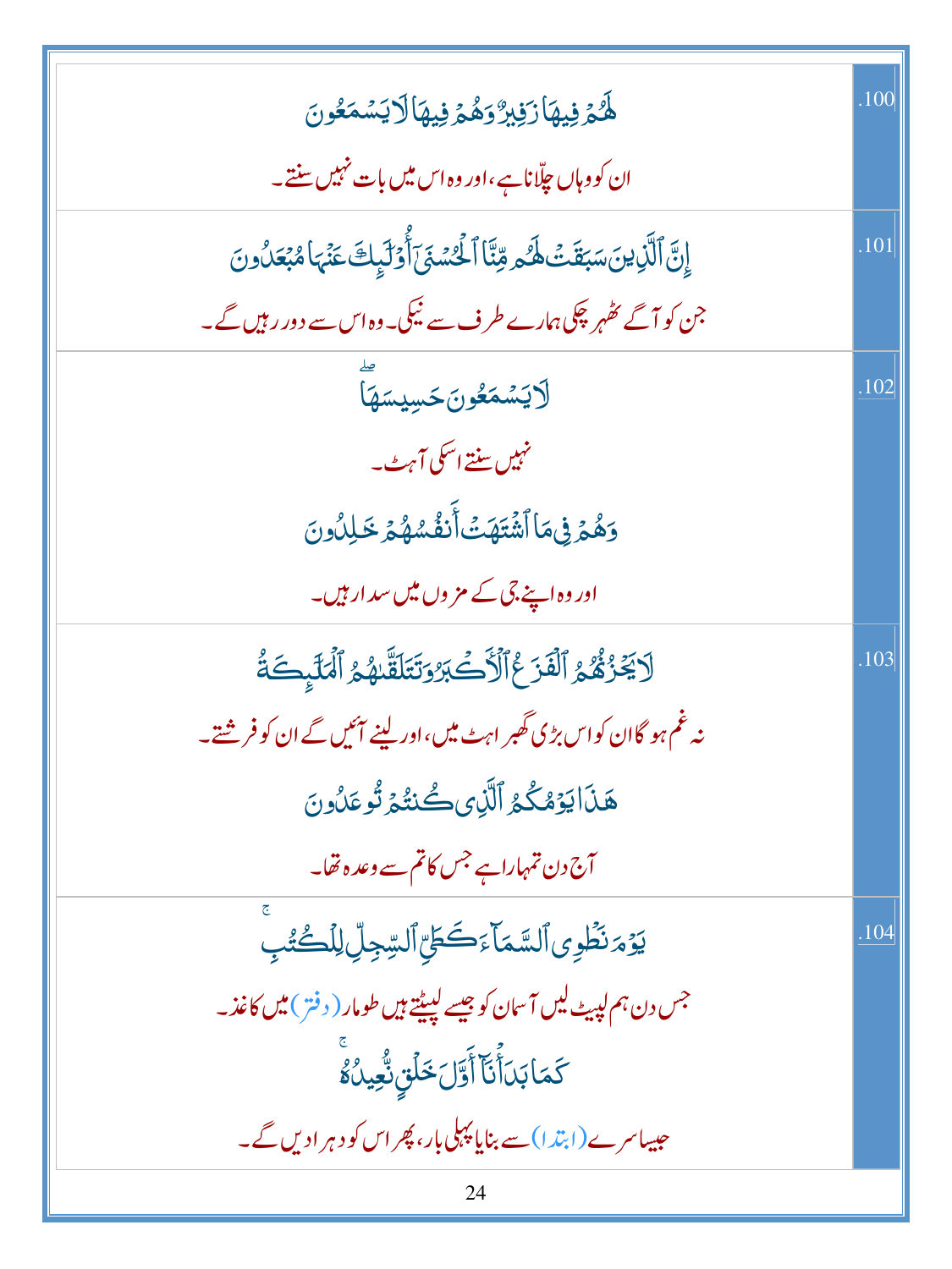| | |
|---|---|
| لَهُمْ فِيهَا زَفِيرٌ وَهُمْ فِيهَا لَا يَسْمَعُونَ<br>ان کو وہاں چلّانا ہے، اور وہ اس میں بات نہیں سنتے۔ | .100 |
| إِنَّ ٱلَّذِينَ سَبَقَتْ لَهُم مِّنَّا ٱلْحُسْنَىٰٓ أُو۟لَـٰٓئِكَ عَنْهَا مُبْعَدُونَ<br>جن کو آگے ٹھہر چکی ہمارے طرف سے نیکی۔ وہ اس سے دور رہیں گے۔ | .101 |
| لَا يَسْمَعُونَ حَسِيسَهَا ۖ<br>نہیں سنتے اسکی آہٹ۔<br>وَهُمْ فِى مَا ٱشْتَهَتْ أَنفُسُهُمْ خَـٰلِدُونَ<br>اور وہ اپنے جی کے مزوں میں سدا رہیں۔ | .102 |
| لَا يَحْزُنُهُمُ ٱلْفَزَعُ ٱلْأَكْبَرُ وَتَتَلَقَّىٰهُمُ ٱلْمَلَـٰٓئِكَةُ<br>نہ غم ہو گا ان کو اس بڑی گھبراہٹ میں، اور لینے آئیں گے ان کو فرشتے۔<br>هَـٰذَا يَوْمُكُمُ ٱلَّذِى كُنتُمْ تُوعَدُونَ<br>آج دن تمہارا ہے جس کا تم سے وعدہ تھا۔ | .103 |
| يَوْمَ نَطْوِى ٱلسَّمَآءَ كَطَىِّ ٱلسِّجِلِّ لِلْكُتُبِ ۚ<br>جس دن ہم لپیٹ لیں آسمان کو جیسے لپیٹتے ہیں طومار (دفتر) میں کاغذ۔<br>كَمَا بَدَأْنَآ أَوَّلَ خَلْقٍ نُّعِيدُهُۥ ۚ<br>جیسا سرے (ابتدا) سے بنایا پہلی بار، پھر اس کو دہرا دیں گے۔ | .104 |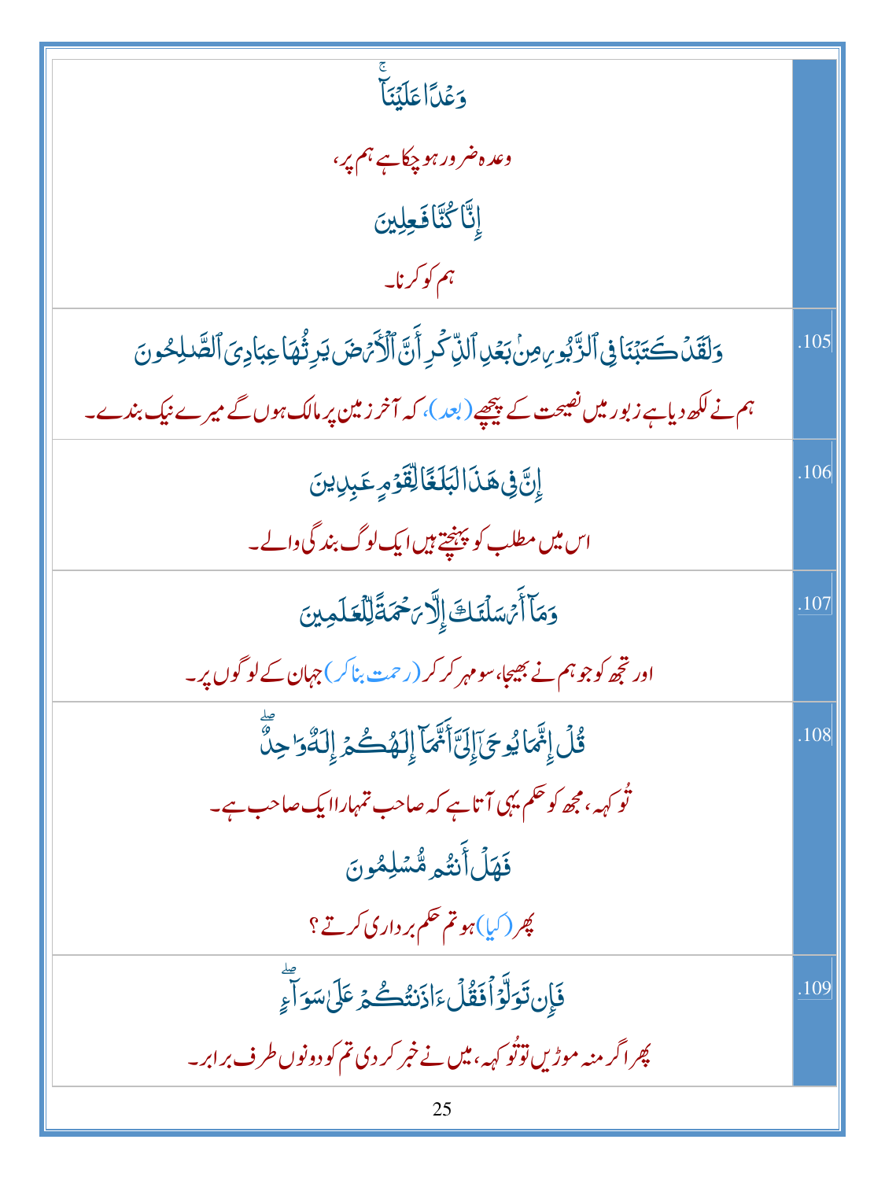| | |
|---|---|
| وَعۡدًا عَلَيۡنَآ‌ۚ<br>وعدہ ضرور ہو چکا ہے ہم پر،<br>إِنَّا كُنَّا فَٰعِلِينَ<br>ہم کو کرنا۔ | |
| وَلَقَدۡ كَتَبۡنَا فِى ٱلزَّبُورِ مِنۢ بَعۡدِ ٱلذِّكۡرِ أَنَّ ٱلۡأَرۡضَ يَرِثُهَا عِبَادِىَ ٱلصَّٰلِحُونَ<br>ہم نے لکھ دیا ہے زبور میں نصیحت کے پیچھے (بعد)، کہ آخر زمین پر مالک ہوں گے میرے نیک بندے۔ | .105 |
| إِنَّ فِى هَٰذَا لَبَلَٰغًا لِّقَوۡمٍ عَٰبِدِينَ<br>اس میں مطلب کو پہنچتے ہیں ایک لوگ بندگی والے۔ | .106 |
| وَمَآ أَرۡسَلۡنَٰكَ إِلَّا رَحۡمَةً لِّلۡعَٰلَمِينَ<br>اور تجھ کو جو ہم نے بھیجا، سو مہر کر کر (رحمت بنا کر) جہان کے لوگوں پر۔ | .107 |
| قُلۡ إِنَّمَا يُوحَىٰٓ إِلَىَّ أَنَّمَآ إِلَٰهُكُمۡ إِلَٰهٌ وَٰحِدٌ‌ۖ<br>تُو کہہ، مجھ کو حکم یہی آتا ہے کہ صاحب تمہارا ایک صاحب ہے۔<br>فَهَلۡ أَنتُم مُّسۡلِمُونَ<br>پھر (کیا) ہو تم حکم برداری کرتے ؟ | .108 |
| فَإِن تَوَلَّوۡاْ فَقُلۡ ءَاذَنتُكُمۡ عَلَىٰ سَوَآءٍ‌ۖ<br>پھر اگر منہ موڑیں تو تُو کہہ، میں نے خبر کر دی تم کو دونوں طرف برابر۔ | .109 |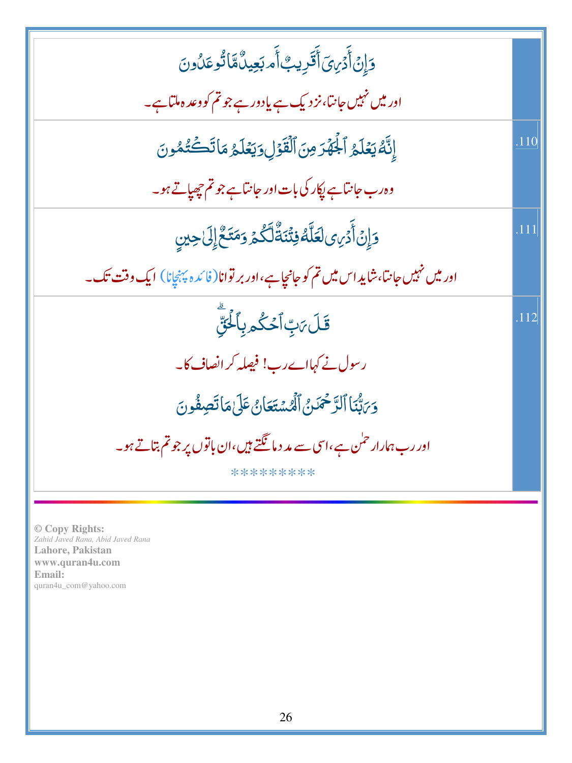| | |
|---|---|
| وَإِنْ أَدْرِىٓ أَقَرِيبٌ أَم بَعِيدٌ مَّا تُوعَدُونَ<br><br>اور میں نہیں جانتا، نزدیک ہے یا دور ہے جو تم کو وعدہ ملتا ہے۔ | |
| إِنَّهُۥ يَعْلَمُ ٱلْجَهْرَ مِنَ ٱلْقَوْلِ وَيَعْلَمُ مَا تَكْتُمُونَ<br><br>وہ رب جانتا ہے پکار کی بات اور جانتا ہے جو تم چھپاتے ہو۔ | .110 |
| وَإِنْ أَدْرِى لَعَلَّهُۥ فِتْنَةٌ لَّكُمْ وَمَتَٰعٌ إِلَىٰ حِينٍ<br><br>اور میں نہیں جانتا، شاید اس میں تم کو جانچا ہے، اور برتوانا (فائدہ پہنچانا) ایک وقت تک۔ | .111 |
| قَٰلَ رَبِّ ٱحْكُم بِٱلْحَقِّ<br><br>رسول نے کہا اے رب! فیصلہ کر انصاف کا۔<br><br>وَرَبُّنَا ٱلرَّحْمَٰنُ ٱلْمُسْتَعَانُ عَلَىٰ مَا تَصِفُونَ<br><br>اور رب ہمارا رحمٰن ہے، اسی سے مدد مانگتے ہیں، ان باتوں پر جو تم بتاتے ہو۔<br><br>********* | .112 |

© Copy Rights:
*Zahid Javed Rana, Abid Javed Rana*
**Lahore, Pakistan**
**www.quran4u.com**
**Email:**
quran4u_com@yahoo.com